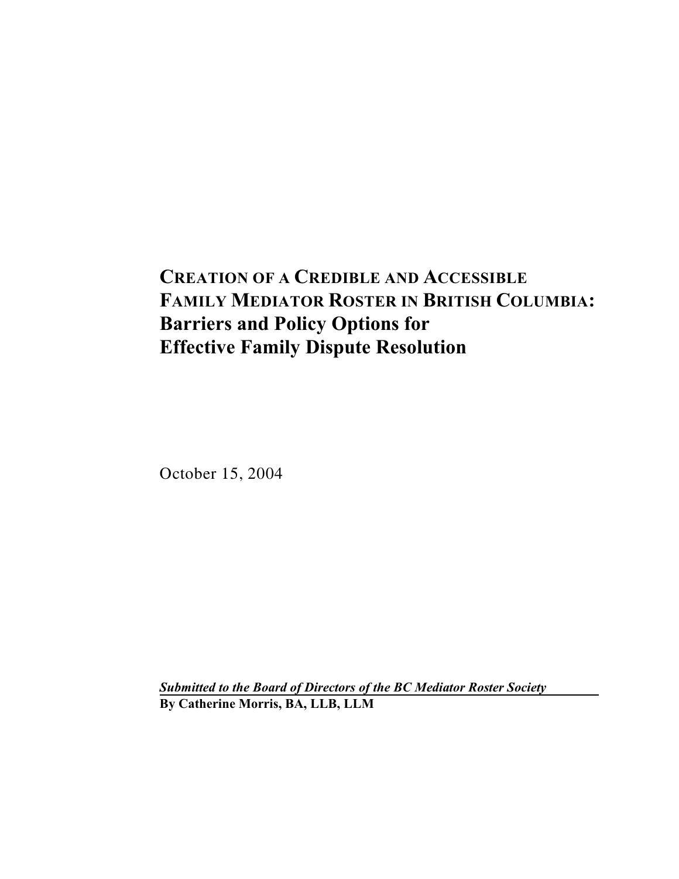# CREATION OF A CREDIBLE AND ACCESSIBLE FAMILY MEDIATOR ROSTER IN BRITISH COLUMBIA: Barriers and Policy Options for Effective Family Dispute Resolution

October 15, 2004

***Submitted to the Board of Directors of the BC Mediator Roster Society***

**By Catherine Morris, BA, LLB, LLM**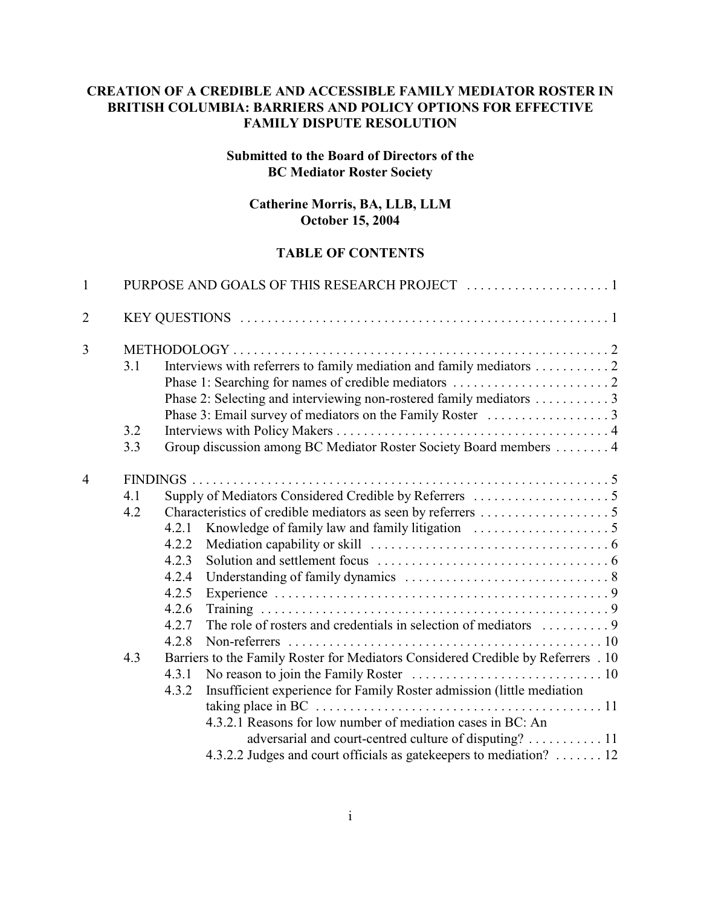**CREATION OF A CREDIBLE AND ACCESSIBLE FAMILY MEDIATOR ROSTER IN BRITISH COLUMBIA: BARRIERS AND POLICY OPTIONS FOR EFFECTIVE FAMILY DISPUTE RESOLUTION**

**Submitted to the Board of Directors of the BC Mediator Roster Society**

**Catherine Morris, BA, LLB, LLM**
**October 15, 2004**

**TABLE OF CONTENTS**

1 PURPOSE AND GOALS OF THIS RESEARCH PROJECT . . . . . . . . . . . . . . . . . . . . . 1

2 KEY QUESTIONS . . . . . . . . . . . . . . . . . . . . . . . . . . . . . . . . . . . . . . . . . . . . . . . . . . . . . . . 1

3 METHODOLOGY . . . . . . . . . . . . . . . . . . . . . . . . . . . . . . . . . . . . . . . . . . . . . . . . . . . . . . . 2
- 3.1 Interviews with referrers to family mediation and family mediators . . . . . . . . . . . 2
  - Phase 1: Searching for names of credible mediators . . . . . . . . . . . . . . . . . . . . . . . 2
  - Phase 2: Selecting and interviewing non-rostered family mediators . . . . . . . . . . . 3
  - Phase 3: Email survey of mediators on the Family Roster . . . . . . . . . . . . . . . . . . 3
- 3.2 Interviews with Policy Makers . . . . . . . . . . . . . . . . . . . . . . . . . . . . . . . . . . . . . . . . 4
- 3.3 Group discussion among BC Mediator Roster Society Board members . . . . . . . . 4

4 FINDINGS . . . . . . . . . . . . . . . . . . . . . . . . . . . . . . . . . . . . . . . . . . . . . . . . . . . . . . . . . . . . . 5
- 4.1 Supply of Mediators Considered Credible by Referrers . . . . . . . . . . . . . . . . . . . . 5
- 4.2 Characteristics of credible mediators as seen by referrers . . . . . . . . . . . . . . . . . . . 5
  - 4.2.1 Knowledge of family law and family litigation . . . . . . . . . . . . . . . . . . . . 5
  - 4.2.2 Mediation capability or skill . . . . . . . . . . . . . . . . . . . . . . . . . . . . . . . . . . . 6
  - 4.2.3 Solution and settlement focus . . . . . . . . . . . . . . . . . . . . . . . . . . . . . . . . . . 6
  - 4.2.4 Understanding of family dynamics . . . . . . . . . . . . . . . . . . . . . . . . . . . . . . 8
  - 4.2.5 Experience . . . . . . . . . . . . . . . . . . . . . . . . . . . . . . . . . . . . . . . . . . . . . . . . . 9
  - 4.2.6 Training . . . . . . . . . . . . . . . . . . . . . . . . . . . . . . . . . . . . . . . . . . . . . . . . . . . 9
  - 4.2.7 The role of rosters and credentials in selection of mediators . . . . . . . . . . 9
  - 4.2.8 Non-referrers . . . . . . . . . . . . . . . . . . . . . . . . . . . . . . . . . . . . . . . . . . . . . . 10
- 4.3 Barriers to the Family Roster for Mediators Considered Credible by Referrers . 10
  - 4.3.1 No reason to join the Family Roster . . . . . . . . . . . . . . . . . . . . . . . . . . . . 10
  - 4.3.2 Insufficient experience for Family Roster admission (little mediation taking place in BC . . . . . . . . . . . . . . . . . . . . . . . . . . . . . . . . . . . . . . . . . . 11
    - 4.3.2.1 Reasons for low number of mediation cases in BC: An adversarial and court-centred culture of disputing? . . . . . . . . . . . 11
    - 4.3.2.2 Judges and court officials as gatekeepers to mediation? . . . . . . . 12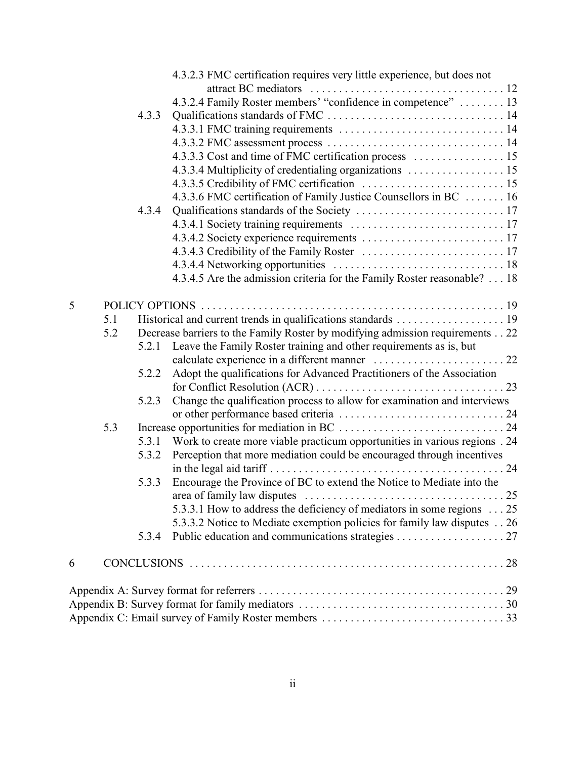4.3.2.3 FMC certification requires very little experience, but does not attract BC mediators . . . . . . . . . . . . . . . . . . . . . . . . . . . . . . . . . . 12
4.3.2.4 Family Roster members' "confidence in competence" . . . . . . . . 13
4.3.3 Qualifications standards of FMC . . . . . . . . . . . . . . . . . . . . . . . . . . . . . . . 14
4.3.3.1 FMC training requirements . . . . . . . . . . . . . . . . . . . . . . . . . . . . 14
4.3.3.2 FMC assessment process . . . . . . . . . . . . . . . . . . . . . . . . . . . . . . . 14
4.3.3.3 Cost and time of FMC certification process . . . . . . . . . . . . . . . . 15
4.3.3.4 Multiplicity of credentialing organizations . . . . . . . . . . . . . . . . . 15
4.3.3.5 Credibility of FMC certification . . . . . . . . . . . . . . . . . . . . . . . . . 15
4.3.3.6 FMC certification of Family Justice Counsellors in BC . . . . . . . 16
4.3.4 Qualifications standards of the Society . . . . . . . . . . . . . . . . . . . . . . . . . . 17
4.3.4.1 Society training requirements . . . . . . . . . . . . . . . . . . . . . . . . . . . 17
4.3.4.2 Society experience requirements . . . . . . . . . . . . . . . . . . . . . . . . . 17
4.3.4.3 Credibility of the Family Roster . . . . . . . . . . . . . . . . . . . . . . . . . 17
4.3.4.4 Networking opportunities . . . . . . . . . . . . . . . . . . . . . . . . . . . . . . 18
4.3.4.5 Are the admission criteria for the Family Roster reasonable? . . . 18

5 POLICY OPTIONS . . . . . . . . . . . . . . . . . . . . . . . . . . . . . . . . . . . . . . . . . . . . . . . . . . . . . 19
5.1 Historical and current trends in qualifications standards . . . . . . . . . . . . . . . . . . . 19
5.2 Decrease barriers to the Family Roster by modifying admission requirements . . 22
5.2.1 Leave the Family Roster training and other requirements as is, but calculate experience in a different manner . . . . . . . . . . . . . . . . . . . . . . . 22
5.2.2 Adopt the qualifications for Advanced Practitioners of the Association for Conflict Resolution (ACR) . . . . . . . . . . . . . . . . . . . . . . . . . . . . . . . . . 23
5.2.3 Change the qualification process to allow for examination and interviews or other performance based criteria . . . . . . . . . . . . . . . . . . . . . . . . . . . . . 24
5.3 Increase opportunities for mediation in BC . . . . . . . . . . . . . . . . . . . . . . . . . . . . . 24
5.3.1 Work to create more viable practicum opportunities in various regions . 24
5.3.2 Perception that more mediation could be encouraged through incentives in the legal aid tariff . . . . . . . . . . . . . . . . . . . . . . . . . . . . . . . . . . . . . . . . . 24
5.3.3 Encourage the Province of BC to extend the Notice to Mediate into the area of family law disputes . . . . . . . . . . . . . . . . . . . . . . . . . . . . . . . . . . . 25
5.3.3.1 How to address the deficiency of mediators in some regions . . . 25
5.3.3.2 Notice to Mediate exemption policies for family law disputes . . 26
5.3.4 Public education and communications strategies . . . . . . . . . . . . . . . . . . . 27

6 CONCLUSIONS . . . . . . . . . . . . . . . . . . . . . . . . . . . . . . . . . . . . . . . . . . . . . . . . . . . . . . . 28

Appendix A: Survey format for referrers . . . . . . . . . . . . . . . . . . . . . . . . . . . . . . . . . . . . . . . . . . . 29
Appendix B: Survey format for family mediators . . . . . . . . . . . . . . . . . . . . . . . . . . . . . . . . . . . 30
Appendix C: Email survey of Family Roster members . . . . . . . . . . . . . . . . . . . . . . . . . . . . . . . 33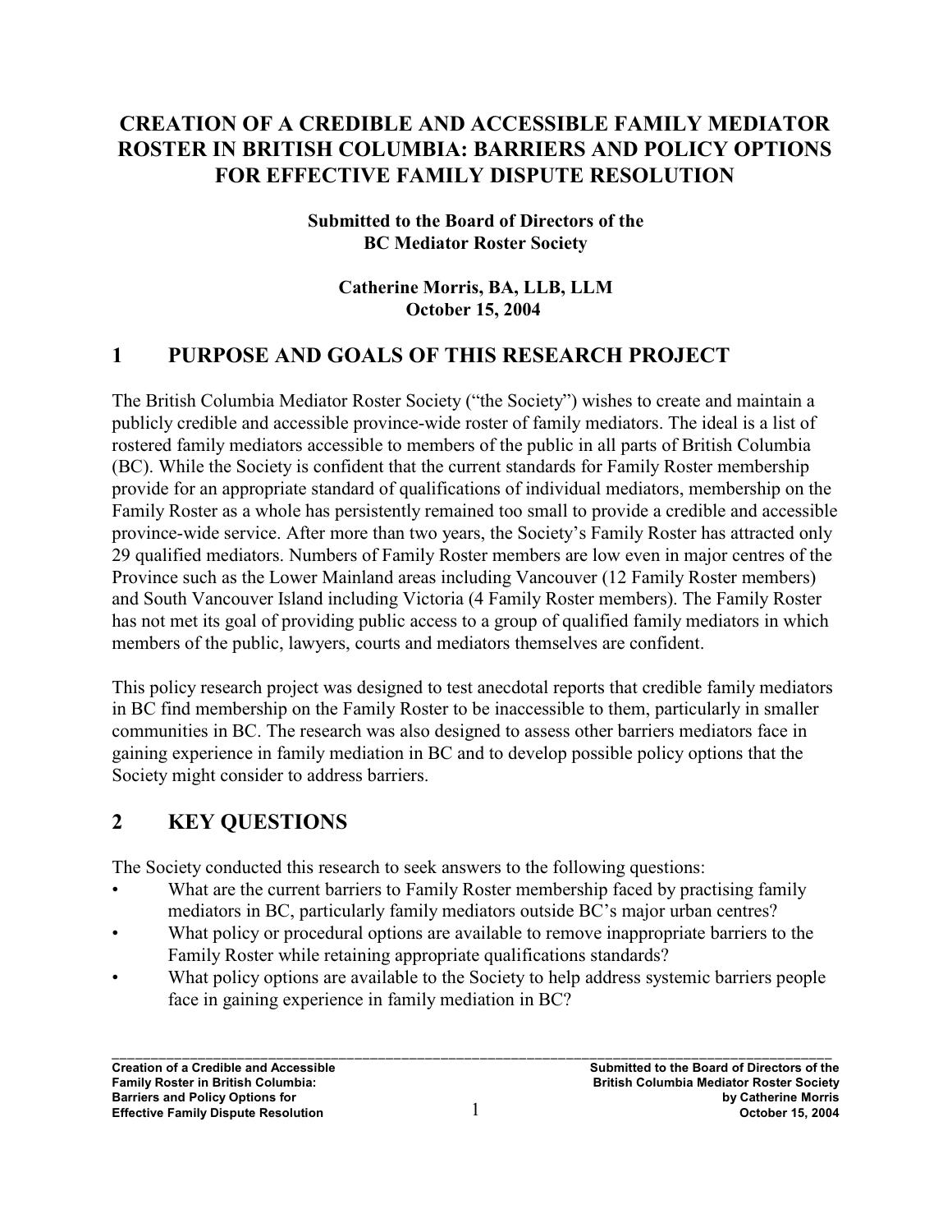# CREATION OF A CREDIBLE AND ACCESSIBLE FAMILY MEDIATOR ROSTER IN BRITISH COLUMBIA: BARRIERS AND POLICY OPTIONS FOR EFFECTIVE FAMILY DISPUTE RESOLUTION

**Submitted to the Board of Directors of the BC Mediator Roster Society**

**Catherine Morris, BA, LLB, LLM**
**October 15, 2004**

## 1 PURPOSE AND GOALS OF THIS RESEARCH PROJECT

The British Columbia Mediator Roster Society ("the Society") wishes to create and maintain a publicly credible and accessible province-wide roster of family mediators. The ideal is a list of rostered family mediators accessible to members of the public in all parts of British Columbia (BC). While the Society is confident that the current standards for Family Roster membership provide for an appropriate standard of qualifications of individual mediators, membership on the Family Roster as a whole has persistently remained too small to provide a credible and accessible province-wide service. After more than two years, the Society's Family Roster has attracted only 29 qualified mediators. Numbers of Family Roster members are low even in major centres of the Province such as the Lower Mainland areas including Vancouver (12 Family Roster members) and South Vancouver Island including Victoria (4 Family Roster members). The Family Roster has not met its goal of providing public access to a group of qualified family mediators in which members of the public, lawyers, courts and mediators themselves are confident.

This policy research project was designed to test anecdotal reports that credible family mediators in BC find membership on the Family Roster to be inaccessible to them, particularly in smaller communities in BC. The research was also designed to assess other barriers mediators face in gaining experience in family mediation in BC and to develop possible policy options that the Society might consider to address barriers.

## 2 KEY QUESTIONS

The Society conducted this research to seek answers to the following questions:

- What are the current barriers to Family Roster membership faced by practising family mediators in BC, particularly family mediators outside BC's major urban centres?
- What policy or procedural options are available to remove inappropriate barriers to the Family Roster while retaining appropriate qualifications standards?
- What policy options are available to the Society to help address systemic barriers people face in gaining experience in family mediation in BC?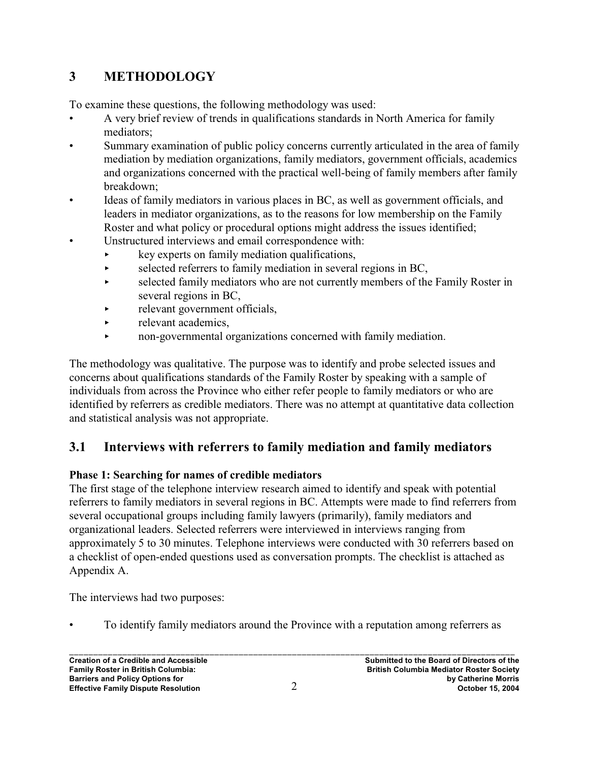## 3 METHODOLOGY

To examine these questions, the following methodology was used:

- A very brief review of trends in qualifications standards in North America for family mediators;
- Summary examination of public policy concerns currently articulated in the area of family mediation by mediation organizations, family mediators, government officials, academics and organizations concerned with the practical well-being of family members after family breakdown;
- Ideas of family mediators in various places in BC, as well as government officials, and leaders in mediator organizations, as to the reasons for low membership on the Family Roster and what policy or procedural options might address the issues identified;
- Unstructured interviews and email correspondence with:
  - key experts on family mediation qualifications,
  - selected referrers to family mediation in several regions in BC,
  - selected family mediators who are not currently members of the Family Roster in several regions in BC,
  - relevant government officials,
  - relevant academics,
  - non-governmental organizations concerned with family mediation.

The methodology was qualitative. The purpose was to identify and probe selected issues and concerns about qualifications standards of the Family Roster by speaking with a sample of individuals from across the Province who either refer people to family mediators or who are identified by referrers as credible mediators. There was no attempt at quantitative data collection and statistical analysis was not appropriate.

### 3.1 Interviews with referrers to family mediation and family mediators

**Phase 1: Searching for names of credible mediators**

The first stage of the telephone interview research aimed to identify and speak with potential referrers to family mediators in several regions in BC. Attempts were made to find referrers from several occupational groups including family lawyers (primarily), family mediators and organizational leaders. Selected referrers were interviewed in interviews ranging from approximately 5 to 30 minutes. Telephone interviews were conducted with 30 referrers based on a checklist of open-ended questions used as conversation prompts. The checklist is attached as Appendix A.

The interviews had two purposes:

- To identify family mediators around the Province with a reputation among referrers as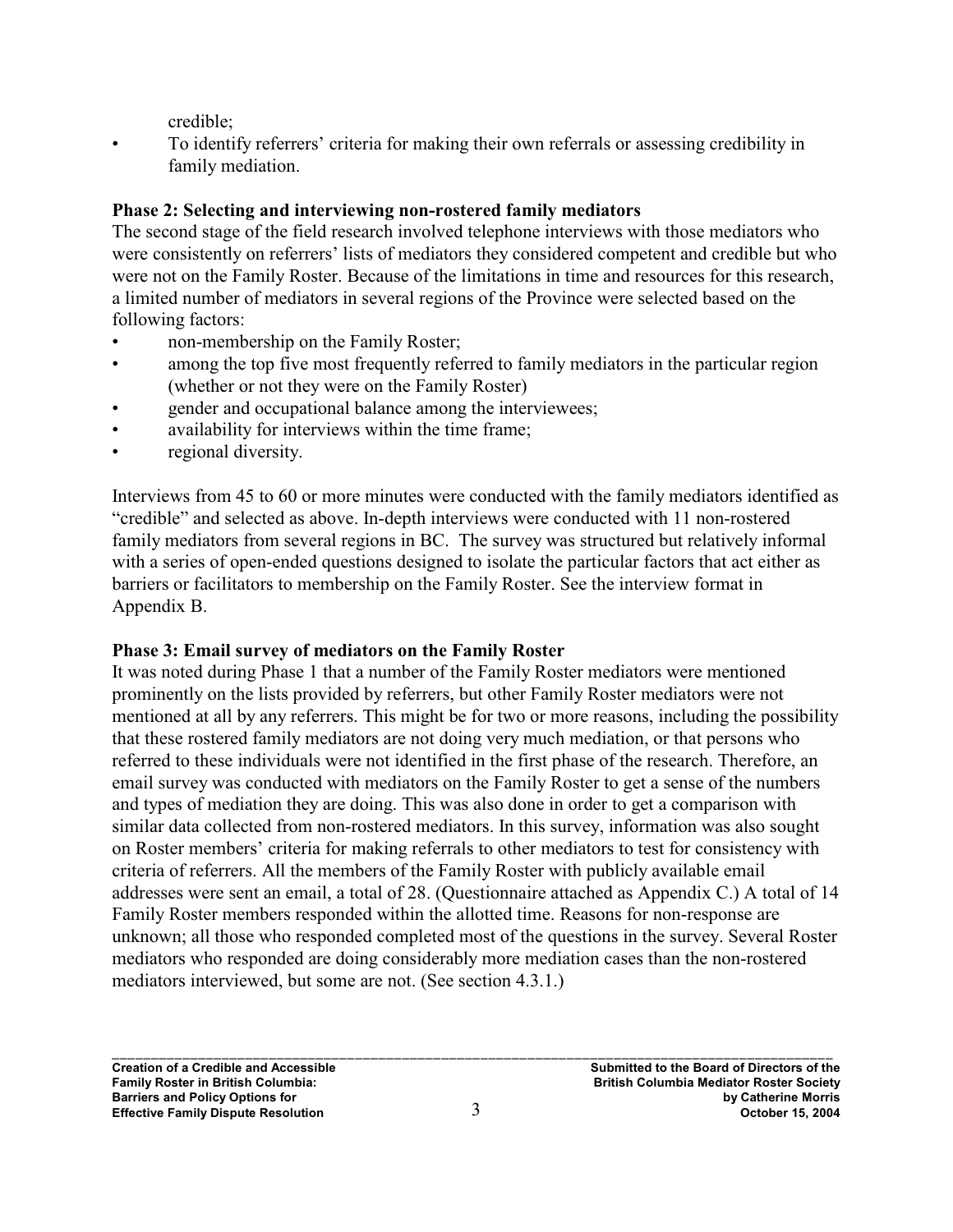credible;

- To identify referrers' criteria for making their own referrals or assessing credibility in family mediation.

**Phase 2: Selecting and interviewing non-rostered family mediators**

The second stage of the field research involved telephone interviews with those mediators who were consistently on referrers' lists of mediators they considered competent and credible but who were not on the Family Roster. Because of the limitations in time and resources for this research, a limited number of mediators in several regions of the Province were selected based on the following factors:

- non-membership on the Family Roster;
- among the top five most frequently referred to family mediators in the particular region (whether or not they were on the Family Roster)
- gender and occupational balance among the interviewees;
- availability for interviews within the time frame;
- regional diversity.

Interviews from 45 to 60 or more minutes were conducted with the family mediators identified as "credible" and selected as above. In-depth interviews were conducted with 11 non-rostered family mediators from several regions in BC. The survey was structured but relatively informal with a series of open-ended questions designed to isolate the particular factors that act either as barriers or facilitators to membership on the Family Roster. See the interview format in Appendix B.

**Phase 3: Email survey of mediators on the Family Roster**

It was noted during Phase 1 that a number of the Family Roster mediators were mentioned prominently on the lists provided by referrers, but other Family Roster mediators were not mentioned at all by any referrers. This might be for two or more reasons, including the possibility that these rostered family mediators are not doing very much mediation, or that persons who referred to these individuals were not identified in the first phase of the research. Therefore, an email survey was conducted with mediators on the Family Roster to get a sense of the numbers and types of mediation they are doing. This was also done in order to get a comparison with similar data collected from non-rostered mediators. In this survey, information was also sought on Roster members' criteria for making referrals to other mediators to test for consistency with criteria of referrers. All the members of the Family Roster with publicly available email addresses were sent an email, a total of 28. (Questionnaire attached as Appendix C.) A total of 14 Family Roster members responded within the allotted time. Reasons for non-response are unknown; all those who responded completed most of the questions in the survey. Several Roster mediators who responded are doing considerably more mediation cases than the non-rostered mediators interviewed, but some are not. (See section 4.3.1.)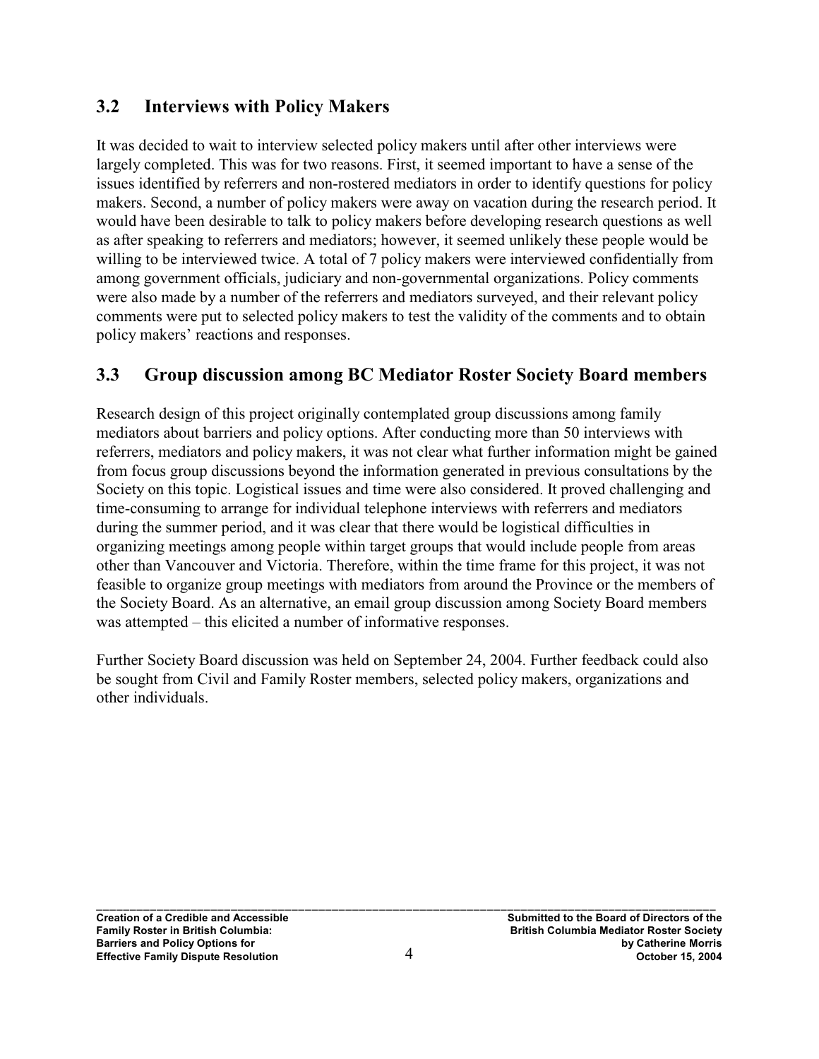## 3.2 Interviews with Policy Makers

It was decided to wait to interview selected policy makers until after other interviews were largely completed. This was for two reasons. First, it seemed important to have a sense of the issues identified by referrers and non-rostered mediators in order to identify questions for policy makers. Second, a number of policy makers were away on vacation during the research period. It would have been desirable to talk to policy makers before developing research questions as well as after speaking to referrers and mediators; however, it seemed unlikely these people would be willing to be interviewed twice. A total of 7 policy makers were interviewed confidentially from among government officials, judiciary and non-governmental organizations. Policy comments were also made by a number of the referrers and mediators surveyed, and their relevant policy comments were put to selected policy makers to test the validity of the comments and to obtain policy makers' reactions and responses.

## 3.3 Group discussion among BC Mediator Roster Society Board members

Research design of this project originally contemplated group discussions among family mediators about barriers and policy options. After conducting more than 50 interviews with referrers, mediators and policy makers, it was not clear what further information might be gained from focus group discussions beyond the information generated in previous consultations by the Society on this topic. Logistical issues and time were also considered. It proved challenging and time-consuming to arrange for individual telephone interviews with referrers and mediators during the summer period, and it was clear that there would be logistical difficulties in organizing meetings among people within target groups that would include people from areas other than Vancouver and Victoria. Therefore, within the time frame for this project, it was not feasible to organize group meetings with mediators from around the Province or the members of the Society Board. As an alternative, an email group discussion among Society Board members was attempted – this elicited a number of informative responses.

Further Society Board discussion was held on September 24, 2004. Further feedback could also be sought from Civil and Family Roster members, selected policy makers, organizations and other individuals.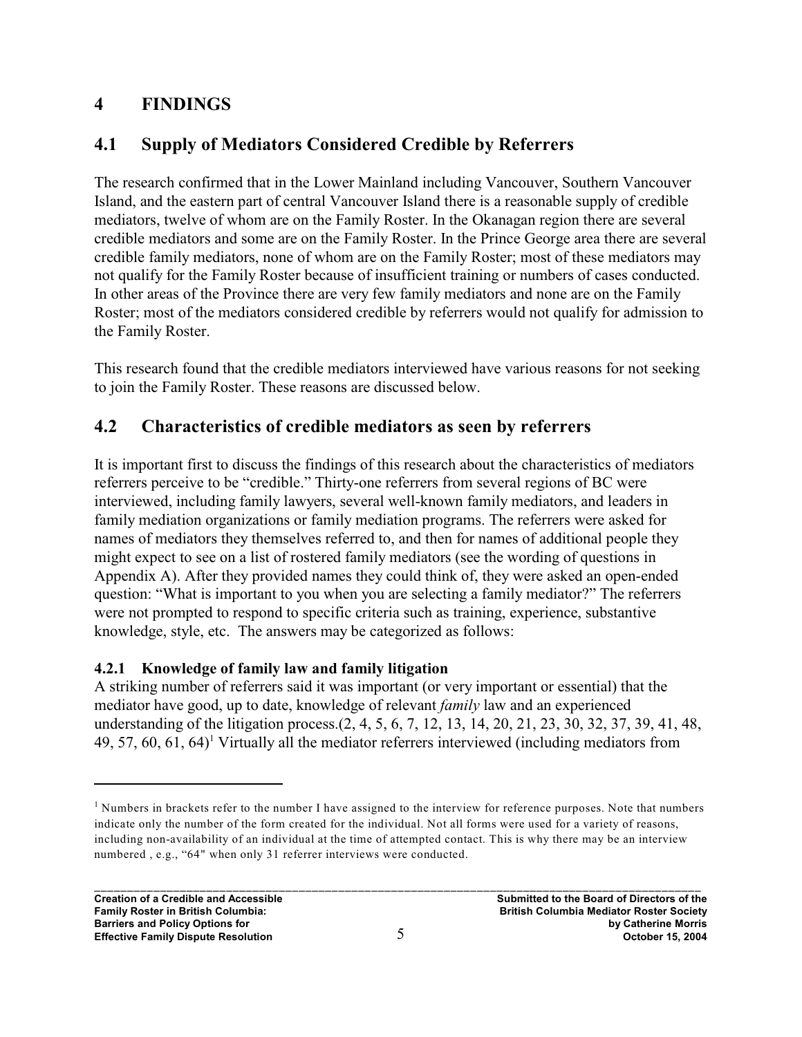# 4 FINDINGS

## 4.1 Supply of Mediators Considered Credible by Referrers

The research confirmed that in the Lower Mainland including Vancouver, Southern Vancouver Island, and the eastern part of central Vancouver Island there is a reasonable supply of credible mediators, twelve of whom are on the Family Roster. In the Okanagan region there are several credible mediators and some are on the Family Roster. In the Prince George area there are several credible family mediators, none of whom are on the Family Roster; most of these mediators may not qualify for the Family Roster because of insufficient training or numbers of cases conducted. In other areas of the Province there are very few family mediators and none are on the Family Roster; most of the mediators considered credible by referrers would not qualify for admission to the Family Roster.

This research found that the credible mediators interviewed have various reasons for not seeking to join the Family Roster. These reasons are discussed below.

## 4.2 Characteristics of credible mediators as seen by referrers

It is important first to discuss the findings of this research about the characteristics of mediators referrers perceive to be "credible." Thirty-one referrers from several regions of BC were interviewed, including family lawyers, several well-known family mediators, and leaders in family mediation organizations or family mediation programs. The referrers were asked for names of mediators they themselves referred to, and then for names of additional people they might expect to see on a list of rostered family mediators (see the wording of questions in Appendix A). After they provided names they could think of, they were asked an open-ended question: "What is important to you when you are selecting a family mediator?" The referrers were not prompted to respond to specific criteria such as training, experience, substantive knowledge, style, etc. The answers may be categorized as follows:

### 4.2.1 Knowledge of family law and family litigation

A striking number of referrers said it was important (or very important or essential) that the mediator have good, up to date, knowledge of relevant *family* law and an experienced understanding of the litigation process.(2, 4, 5, 6, 7, 12, 13, 14, 20, 21, 23, 30, 32, 37, 39, 41, 48, 49, 57, 60, 61, 64)[1] Virtually all the mediator referrers interviewed (including mediators from

[1] Numbers in brackets refer to the number I have assigned to the interview for reference purposes. Note that numbers indicate only the number of the form created for the individual. Not all forms were used for a variety of reasons, including non-availability of an individual at the time of attempted contact. This is why there may be an interview numbered , e.g., "64" when only 31 referrer interviews were conducted.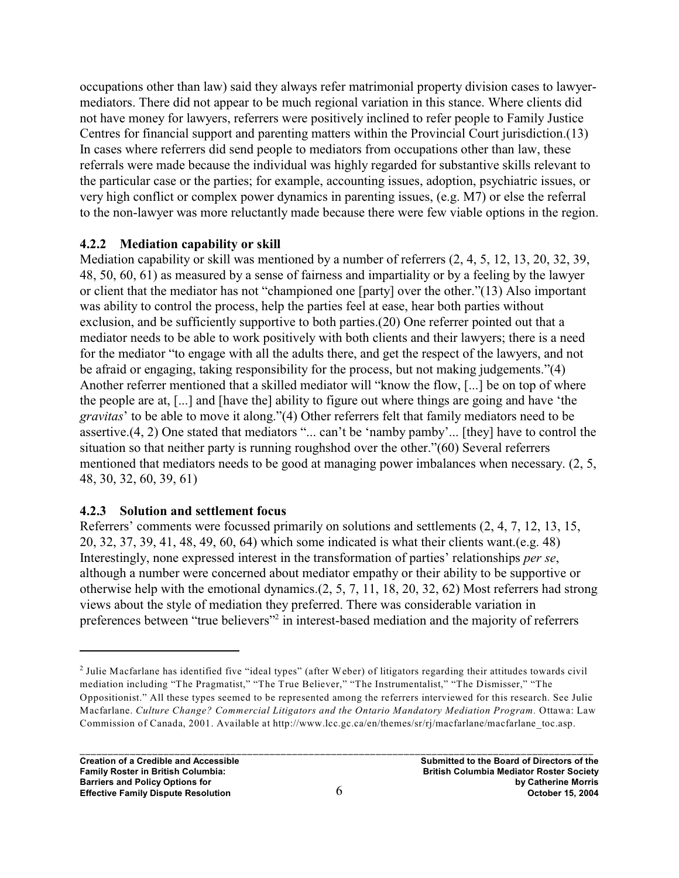occupations other than law) said they always refer matrimonial property division cases to lawyer-mediators. There did not appear to be much regional variation in this stance. Where clients did not have money for lawyers, referrers were positively inclined to refer people to Family Justice Centres for financial support and parenting matters within the Provincial Court jurisdiction.(13) In cases where referrers did send people to mediators from occupations other than law, these referrals were made because the individual was highly regarded for substantive skills relevant to the particular case or the parties; for example, accounting issues, adoption, psychiatric issues, or very high conflict or complex power dynamics in parenting issues, (e.g. M7) or else the referral to the non-lawyer was more reluctantly made because there were few viable options in the region.

### 4.2.2 Mediation capability or skill

Mediation capability or skill was mentioned by a number of referrers (2, 4, 5, 12, 13, 20, 32, 39, 48, 50, 60, 61) as measured by a sense of fairness and impartiality or by a feeling by the lawyer or client that the mediator has not "championed one [party] over the other."(13) Also important was ability to control the process, help the parties feel at ease, hear both parties without exclusion, and be sufficiently supportive to both parties.(20) One referrer pointed out that a mediator needs to be able to work positively with both clients and their lawyers; there is a need for the mediator "to engage with all the adults there, and get the respect of the lawyers, and not be afraid or engaging, taking responsibility for the process, but not making judgements."(4) Another referrer mentioned that a skilled mediator will "know the flow, [...] be on top of where the people are at, [...] and [have the] ability to figure out where things are going and have 'the *gravitas*' to be able to move it along."(4) Other referrers felt that family mediators need to be assertive.(4, 2) One stated that mediators "... can't be 'namby pamby'... [they] have to control the situation so that neither party is running roughshod over the other."(60) Several referrers mentioned that mediators needs to be good at managing power imbalances when necessary. (2, 5, 48, 30, 32, 60, 39, 61)

### 4.2.3 Solution and settlement focus

Referrers' comments were focussed primarily on solutions and settlements (2, 4, 7, 12, 13, 15, 20, 32, 37, 39, 41, 48, 49, 60, 64) which some indicated is what their clients want.(e.g. 48) Interestingly, none expressed interest in the transformation of parties' relationships *per se*, although a number were concerned about mediator empathy or their ability to be supportive or otherwise help with the emotional dynamics.(2, 5, 7, 11, 18, 20, 32, 62) Most referrers had strong views about the style of mediation they preferred. There was considerable variation in preferences between "true believers"[2] in interest-based mediation and the majority of referrers

[2] Julie Macfarlane has identified five "ideal types" (after Weber) of litigators regarding their attitudes towards civil mediation including "The Pragmatist," "The True Believer," "The Instrumentalist," "The Dismisser," "The Oppositionist." All these types seemed to be represented among the referrers interviewed for this research. See Julie Macfarlane. *Culture Change? Commercial Litigators and the Ontario Mandatory Mediation Program.* Ottawa: Law Commission of Canada, 2001. Available at http://www.lcc.gc.ca/en/themes/sr/rj/macfarlane/macfarlane_toc.asp.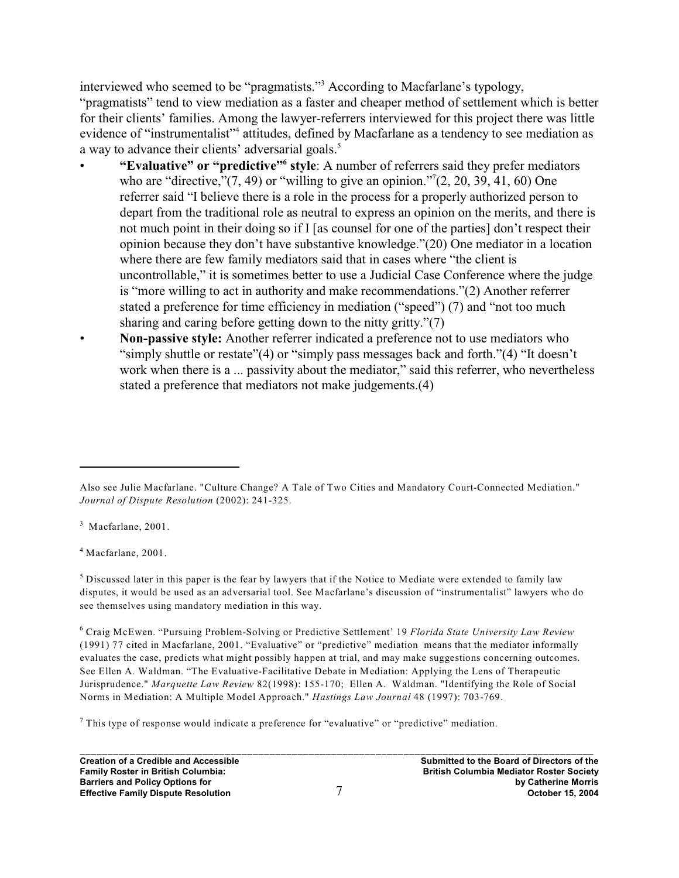interviewed who seemed to be "pragmatists."[3] According to Macfarlane's typology, "pragmatists" tend to view mediation as a faster and cheaper method of settlement which is better for their clients' families. Among the lawyer-referrers interviewed for this project there was little evidence of "instrumentalist"[4] attitudes, defined by Macfarlane as a tendency to see mediation as a way to advance their clients' adversarial goals.[5]

- **"Evaluative" or "predictive"[6] style**: A number of referrers said they prefer mediators who are "directive,"(7, 49) or "willing to give an opinion."[7](2, 20, 39, 41, 60) One referrer said "I believe there is a role in the process for a properly authorized person to depart from the traditional role as neutral to express an opinion on the merits, and there is not much point in their doing so if I [as counsel for one of the parties] don't respect their opinion because they don't have substantive knowledge."(20) One mediator in a location where there are few family mediators said that in cases where "the client is uncontrollable," it is sometimes better to use a Judicial Case Conference where the judge is "more willing to act in authority and make recommendations."(2) Another referrer stated a preference for time efficiency in mediation ("speed") (7) and "not too much sharing and caring before getting down to the nitty gritty."(7)
- **Non-passive style:** Another referrer indicated a preference not to use mediators who "simply shuttle or restate"(4) or "simply pass messages back and forth."(4) "It doesn't work when there is a ... passivity about the mediator," said this referrer, who nevertheless stated a preference that mediators not make judgements.(4)

---

Also see Julie Macfarlane. "Culture Change? A Tale of Two Cities and Mandatory Court-Connected Mediation." *Journal of Dispute Resolution* (2002): 241-325.

[3] Macfarlane, 2001.

[4] Macfarlane, 2001.

[5] Discussed later in this paper is the fear by lawyers that if the Notice to Mediate were extended to family law disputes, it would be used as an adversarial tool. See Macfarlane's discussion of "instrumentalist" lawyers who do see themselves using mandatory mediation in this way.

[6] Craig McEwen. "Pursuing Problem-Solving or Predictive Settlement' 19 *Florida State University Law Review* (1991) 77 cited in Macfarlane, 2001. "Evaluative" or "predictive" mediation means that the mediator informally evaluates the case, predicts what might possibly happen at trial, and may make suggestions concerning outcomes. See Ellen A. Waldman. "The Evaluative-Facilitative Debate in Mediation: Applying the Lens of Therapeutic Jurisprudence." *Marquette Law Review* 82(1998): 155-170; Ellen A. Waldman. "Identifying the Role of Social Norms in Mediation: A Multiple Model Approach." *Hastings Law Journal* 48 (1997): 703-769.

[7] This type of response would indicate a preference for "evaluative" or "predictive" mediation.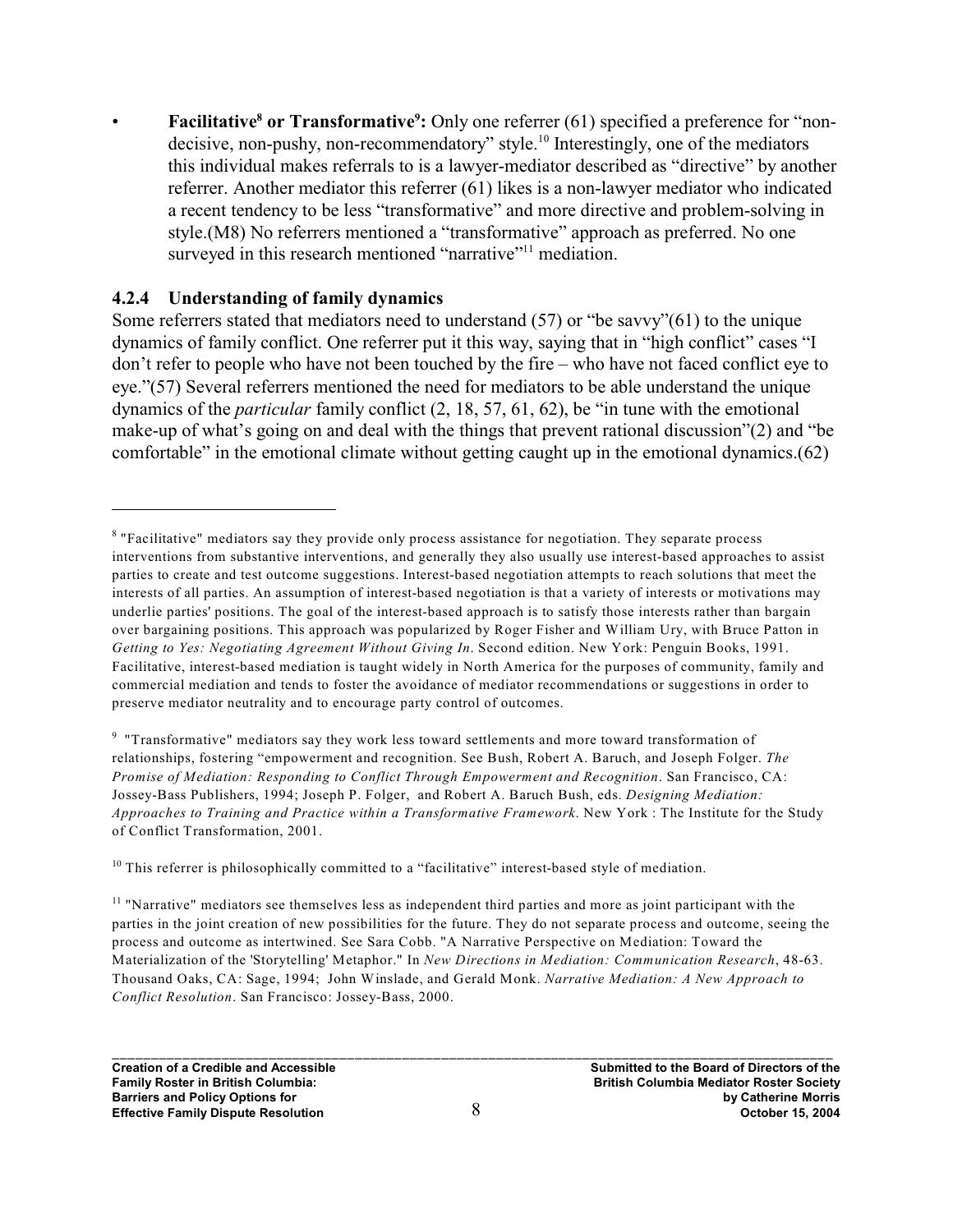- **Facilitative[8] or Transformative[9]:** Only one referrer (61) specified a preference for "non-decisive, non-pushy, non-recommendatory" style.[10] Interestingly, one of the mediators this individual makes referrals to is a lawyer-mediator described as "directive" by another referrer. Another mediator this referrer (61) likes is a non-lawyer mediator who indicated a recent tendency to be less "transformative" and more directive and problem-solving in style.(M8) No referrers mentioned a "transformative" approach as preferred. No one surveyed in this research mentioned "narrative"[11] mediation.

### 4.2.4 Understanding of family dynamics

Some referrers stated that mediators need to understand (57) or "be savvy"(61) to the unique dynamics of family conflict. One referrer put it this way, saying that in "high conflict" cases "I don't refer to people who have not been touched by the fire – who have not faced conflict eye to eye."(57) Several referrers mentioned the need for mediators to be able understand the unique dynamics of the *particular* family conflict (2, 18, 57, 61, 62), be "in tune with the emotional make-up of what's going on and deal with the things that prevent rational discussion"(2) and "be comfortable" in the emotional climate without getting caught up in the emotional dynamics.(62)

---

[8] "Facilitative" mediators say they provide only process assistance for negotiation. They separate process interventions from substantive interventions, and generally they also usually use interest-based approaches to assist parties to create and test outcome suggestions. Interest-based negotiation attempts to reach solutions that meet the interests of all parties. An assumption of interest-based negotiation is that a variety of interests or motivations may underlie parties' positions. The goal of the interest-based approach is to satisfy those interests rather than bargain over bargaining positions. This approach was popularized by Roger Fisher and William Ury, with Bruce Patton in *Getting to Yes: Negotiating Agreement Without Giving In*. Second edition. New York: Penguin Books, 1991. Facilitative, interest-based mediation is taught widely in North America for the purposes of community, family and commercial mediation and tends to foster the avoidance of mediator recommendations or suggestions in order to preserve mediator neutrality and to encourage party control of outcomes.

[9] "Transformative" mediators say they work less toward settlements and more toward transformation of relationships, fostering "empowerment and recognition. See Bush, Robert A. Baruch, and Joseph Folger. *The Promise of Mediation: Responding to Conflict Through Empowerment and Recognition*. San Francisco, CA: Jossey-Bass Publishers, 1994; Joseph P. Folger, and Robert A. Baruch Bush, eds. *Designing Mediation: Approaches to Training and Practice within a Transformative Framework*. New York : The Institute for the Study of Conflict Transformation, 2001.

[10] This referrer is philosophically committed to a "facilitative" interest-based style of mediation.

[11] "Narrative" mediators see themselves less as independent third parties and more as joint participant with the parties in the joint creation of new possibilities for the future. They do not separate process and outcome, seeing the process and outcome as intertwined. See Sara Cobb. "A Narrative Perspective on Mediation: Toward the Materialization of the 'Storytelling' Metaphor." In *New Directions in Mediation: Communication Research*, 48-63. Thousand Oaks, CA: Sage, 1994; John Winslade, and Gerald Monk. *Narrative Mediation: A New Approach to Conflict Resolution*. San Francisco: Jossey-Bass, 2000.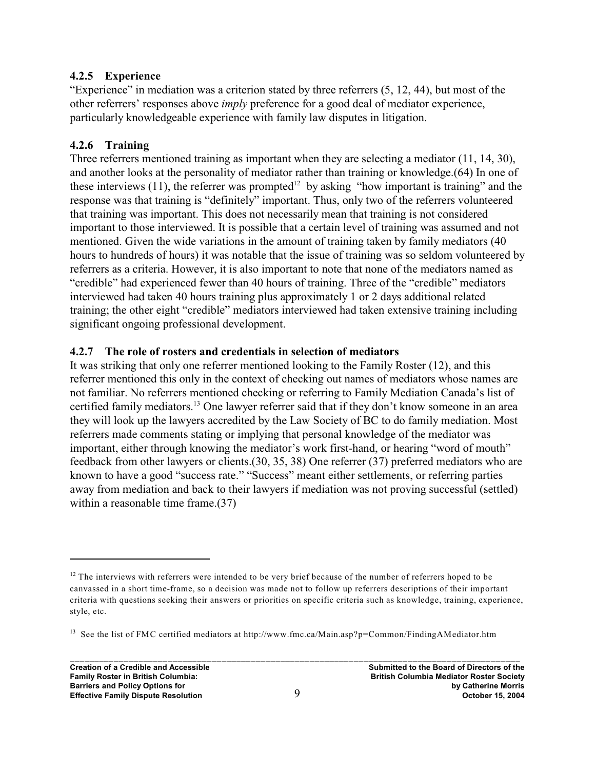### 4.2.5 Experience

"Experience" in mediation was a criterion stated by three referrers (5, 12, 44), but most of the other referrers' responses above *imply* preference for a good deal of mediator experience, particularly knowledgeable experience with family law disputes in litigation.

### 4.2.6 Training

Three referrers mentioned training as important when they are selecting a mediator (11, 14, 30), and another looks at the personality of mediator rather than training or knowledge.(64) In one of these interviews (11), the referrer was prompted[12] by asking "how important is training" and the response was that training is "definitely" important. Thus, only two of the referrers volunteered that training was important. This does not necessarily mean that training is not considered important to those interviewed. It is possible that a certain level of training was assumed and not mentioned. Given the wide variations in the amount of training taken by family mediators (40 hours to hundreds of hours) it was notable that the issue of training was so seldom volunteered by referrers as a criteria. However, it is also important to note that none of the mediators named as "credible" had experienced fewer than 40 hours of training. Three of the "credible" mediators interviewed had taken 40 hours training plus approximately 1 or 2 days additional related training; the other eight "credible" mediators interviewed had taken extensive training including significant ongoing professional development.

### 4.2.7 The role of rosters and credentials in selection of mediators

It was striking that only one referrer mentioned looking to the Family Roster (12), and this referrer mentioned this only in the context of checking out names of mediators whose names are not familiar. No referrers mentioned checking or referring to Family Mediation Canada's list of certified family mediators.[13] One lawyer referrer said that if they don't know someone in an area they will look up the lawyers accredited by the Law Society of BC to do family mediation. Most referrers made comments stating or implying that personal knowledge of the mediator was important, either through knowing the mediator's work first-hand, or hearing "word of mouth" feedback from other lawyers or clients.(30, 35, 38) One referrer (37) preferred mediators who are known to have a good "success rate." "Success" meant either settlements, or referring parties away from mediation and back to their lawyers if mediation was not proving successful (settled) within a reasonable time frame.(37)

---

[12] The interviews with referrers were intended to be very brief because of the number of referrers hoped to be canvassed in a short time-frame, so a decision was made not to follow up referrers descriptions of their important criteria with questions seeking their answers or priorities on specific criteria such as knowledge, training, experience, style, etc.

[13] See the list of FMC certified mediators at http://www.fmc.ca/Main.asp?p=Common/FindingAMediator.htm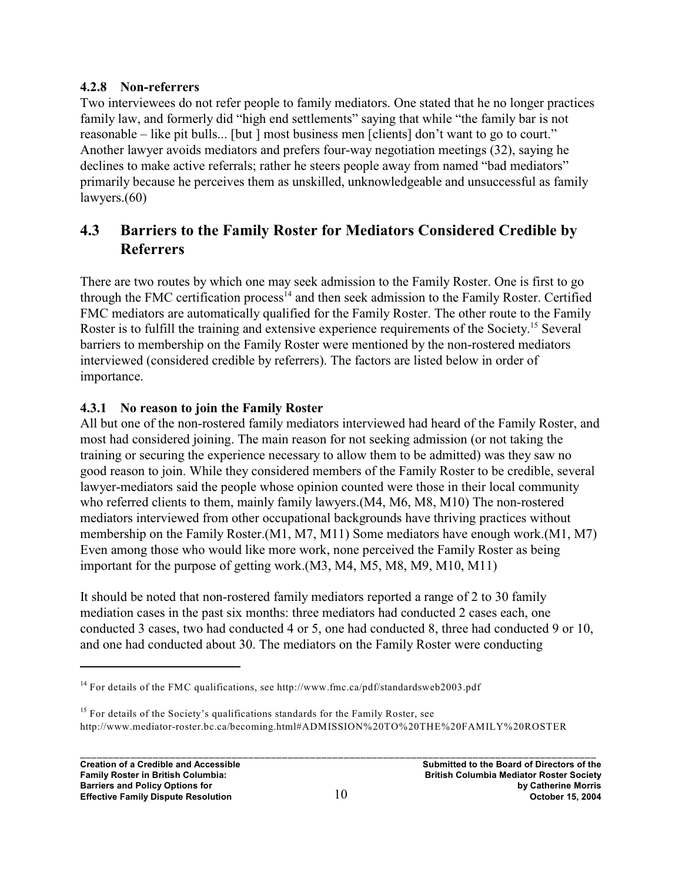### 4.2.8 Non-referrers

Two interviewees do not refer people to family mediators. One stated that he no longer practices family law, and formerly did "high end settlements" saying that while "the family bar is not reasonable – like pit bulls... [but ] most business men [clients] don't want to go to court." Another lawyer avoids mediators and prefers four-way negotiation meetings (32), saying he declines to make active referrals; rather he steers people away from named "bad mediators" primarily because he perceives them as unskilled, unknowledgeable and unsuccessful as family lawyers.(60)

## 4.3 Barriers to the Family Roster for Mediators Considered Credible by Referrers

There are two routes by which one may seek admission to the Family Roster. One is first to go through the FMC certification process[14] and then seek admission to the Family Roster. Certified FMC mediators are automatically qualified for the Family Roster. The other route to the Family Roster is to fulfill the training and extensive experience requirements of the Society.[15] Several barriers to membership on the Family Roster were mentioned by the non-rostered mediators interviewed (considered credible by referrers). The factors are listed below in order of importance.

### 4.3.1 No reason to join the Family Roster

All but one of the non-rostered family mediators interviewed had heard of the Family Roster, and most had considered joining. The main reason for not seeking admission (or not taking the training or securing the experience necessary to allow them to be admitted) was they saw no good reason to join. While they considered members of the Family Roster to be credible, several lawyer-mediators said the people whose opinion counted were those in their local community who referred clients to them, mainly family lawyers.(M4, M6, M8, M10) The non-rostered mediators interviewed from other occupational backgrounds have thriving practices without membership on the Family Roster.(M1, M7, M11) Some mediators have enough work.(M1, M7) Even among those who would like more work, none perceived the Family Roster as being important for the purpose of getting work.(M3, M4, M5, M8, M9, M10, M11)

It should be noted that non-rostered family mediators reported a range of 2 to 30 family mediation cases in the past six months: three mediators had conducted 2 cases each, one conducted 3 cases, two had conducted 4 or 5, one had conducted 8, three had conducted 9 or 10, and one had conducted about 30. The mediators on the Family Roster were conducting

---

[14] For details of the FMC qualifications, see http://www.fmc.ca/pdf/standardsweb2003.pdf

[15] For details of the Society's qualifications standards for the Family Roster, see http://www.mediator-roster.bc.ca/becoming.html#ADMISSION%20TO%20THE%20FAMILY%20ROSTER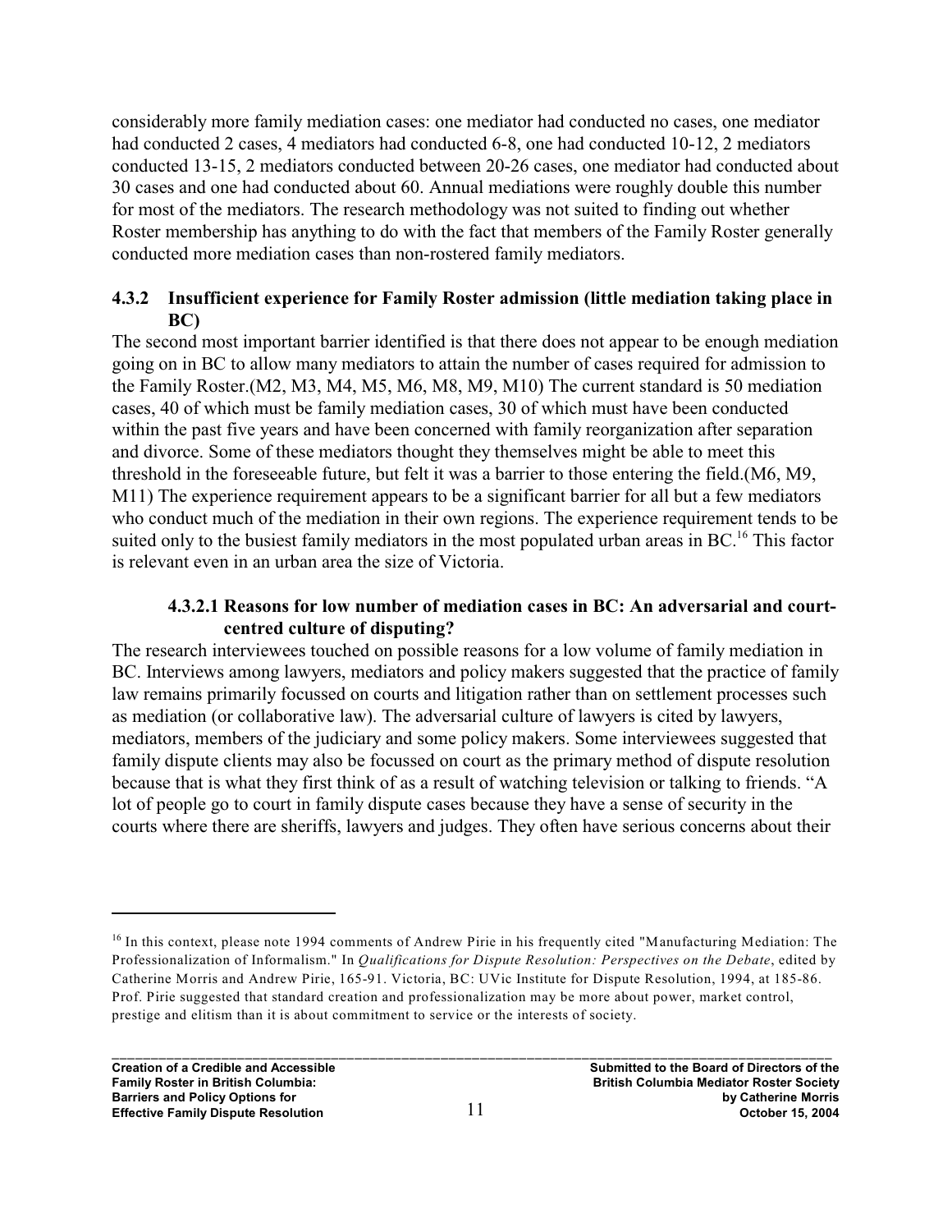considerably more family mediation cases: one mediator had conducted no cases, one mediator had conducted 2 cases, 4 mediators had conducted 6-8, one had conducted 10-12, 2 mediators conducted 13-15, 2 mediators conducted between 20-26 cases, one mediator had conducted about 30 cases and one had conducted about 60. Annual mediations were roughly double this number for most of the mediators. The research methodology was not suited to finding out whether Roster membership has anything to do with the fact that members of the Family Roster generally conducted more mediation cases than non-rostered family mediators.

### 4.3.2 Insufficient experience for Family Roster admission (little mediation taking place in BC)

The second most important barrier identified is that there does not appear to be enough mediation going on in BC to allow many mediators to attain the number of cases required for admission to the Family Roster.(M2, M3, M4, M5, M6, M8, M9, M10) The current standard is 50 mediation cases, 40 of which must be family mediation cases, 30 of which must have been conducted within the past five years and have been concerned with family reorganization after separation and divorce. Some of these mediators thought they themselves might be able to meet this threshold in the foreseeable future, but felt it was a barrier to those entering the field.(M6, M9, M11) The experience requirement appears to be a significant barrier for all but a few mediators who conduct much of the mediation in their own regions. The experience requirement tends to be suited only to the busiest family mediators in the most populated urban areas in BC.[16] This factor is relevant even in an urban area the size of Victoria.

#### 4.3.2.1 Reasons for low number of mediation cases in BC: An adversarial and court-centred culture of disputing?

The research interviewees touched on possible reasons for a low volume of family mediation in BC. Interviews among lawyers, mediators and policy makers suggested that the practice of family law remains primarily focussed on courts and litigation rather than on settlement processes such as mediation (or collaborative law). The adversarial culture of lawyers is cited by lawyers, mediators, members of the judiciary and some policy makers. Some interviewees suggested that family dispute clients may also be focussed on court as the primary method of dispute resolution because that is what they first think of as a result of watching television or talking to friends. "A lot of people go to court in family dispute cases because they have a sense of security in the courts where there are sheriffs, lawyers and judges. They often have serious concerns about their

---

[16] In this context, please note 1994 comments of Andrew Pirie in his frequently cited "Manufacturing Mediation: The Professionalization of Informalism." In *Qualifications for Dispute Resolution: Perspectives on the Debate*, edited by Catherine Morris and Andrew Pirie, 165-91. Victoria, BC: UVic Institute for Dispute Resolution, 1994, at 185-86. Prof. Pirie suggested that standard creation and professionalization may be more about power, market control, prestige and elitism than it is about commitment to service or the interests of society.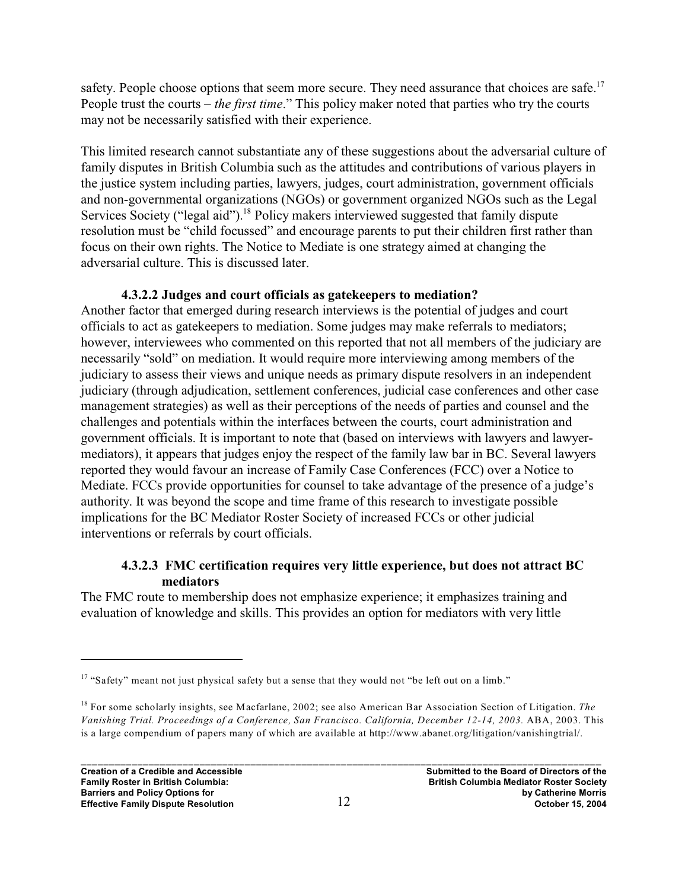safety. People choose options that seem more secure. They need assurance that choices are safe.[17] People trust the courts – *the first time*." This policy maker noted that parties who try the courts may not be necessarily satisfied with their experience.

This limited research cannot substantiate any of these suggestions about the adversarial culture of family disputes in British Columbia such as the attitudes and contributions of various players in the justice system including parties, lawyers, judges, court administration, government officials and non-governmental organizations (NGOs) or government organized NGOs such as the Legal Services Society ("legal aid").[18] Policy makers interviewed suggested that family dispute resolution must be "child focussed" and encourage parents to put their children first rather than focus on their own rights. The Notice to Mediate is one strategy aimed at changing the adversarial culture. This is discussed later.

#### 4.3.2.2 Judges and court officials as gatekeepers to mediation?

Another factor that emerged during research interviews is the potential of judges and court officials to act as gatekeepers to mediation. Some judges may make referrals to mediators; however, interviewees who commented on this reported that not all members of the judiciary are necessarily "sold" on mediation. It would require more interviewing among members of the judiciary to assess their views and unique needs as primary dispute resolvers in an independent judiciary (through adjudication, settlement conferences, judicial case conferences and other case management strategies) as well as their perceptions of the needs of parties and counsel and the challenges and potentials within the interfaces between the courts, court administration and government officials. It is important to note that (based on interviews with lawyers and lawyer-mediators), it appears that judges enjoy the respect of the family law bar in BC. Several lawyers reported they would favour an increase of Family Case Conferences (FCC) over a Notice to Mediate. FCCs provide opportunities for counsel to take advantage of the presence of a judge's authority. It was beyond the scope and time frame of this research to investigate possible implications for the BC Mediator Roster Society of increased FCCs or other judicial interventions or referrals by court officials.

#### 4.3.2.3 FMC certification requires very little experience, but does not attract BC mediators

The FMC route to membership does not emphasize experience; it emphasizes training and evaluation of knowledge and skills. This provides an option for mediators with very little

---

[17] "Safety" meant not just physical safety but a sense that they would not "be left out on a limb."

[18] For some scholarly insights, see Macfarlane, 2002; see also American Bar Association Section of Litigation. *The Vanishing Trial. Proceedings of a Conference, San Francisco. California, December 12-14, 2003.* ABA, 2003. This is a large compendium of papers many of which are available at http://www.abanet.org/litigation/vanishingtrial/.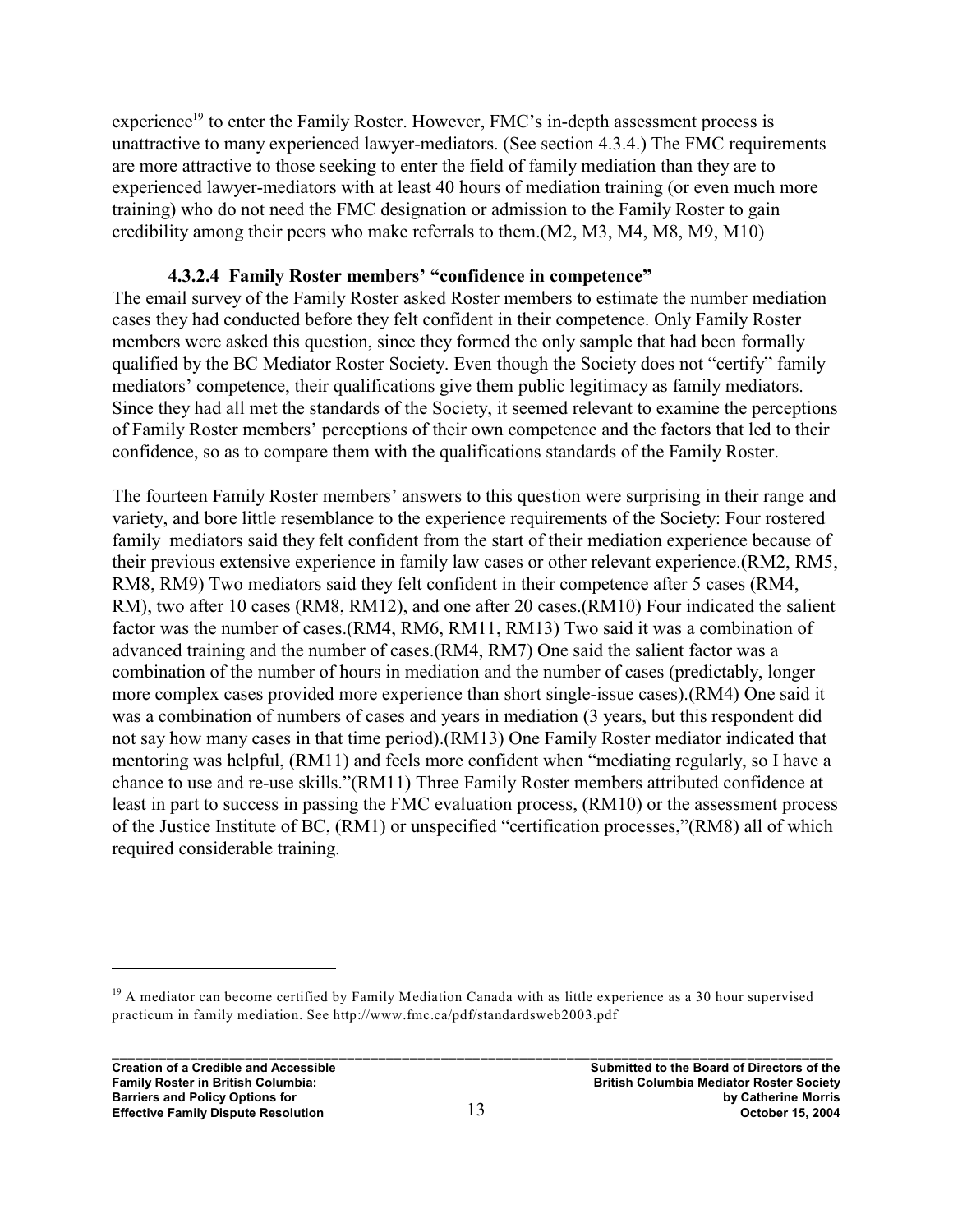experience[19] to enter the Family Roster. However, FMC's in-depth assessment process is unattractive to many experienced lawyer-mediators. (See section 4.3.4.) The FMC requirements are more attractive to those seeking to enter the field of family mediation than they are to experienced lawyer-mediators with at least 40 hours of mediation training (or even much more training) who do not need the FMC designation or admission to the Family Roster to gain credibility among their peers who make referrals to them.(M2, M3, M4, M8, M9, M10)

#### 4.3.2.4 Family Roster members' "confidence in competence"

The email survey of the Family Roster asked Roster members to estimate the number mediation cases they had conducted before they felt confident in their competence. Only Family Roster members were asked this question, since they formed the only sample that had been formally qualified by the BC Mediator Roster Society. Even though the Society does not "certify" family mediators' competence, their qualifications give them public legitimacy as family mediators. Since they had all met the standards of the Society, it seemed relevant to examine the perceptions of Family Roster members' perceptions of their own competence and the factors that led to their confidence, so as to compare them with the qualifications standards of the Family Roster.

The fourteen Family Roster members' answers to this question were surprising in their range and variety, and bore little resemblance to the experience requirements of the Society: Four rostered family mediators said they felt confident from the start of their mediation experience because of their previous extensive experience in family law cases or other relevant experience.(RM2, RM5, RM8, RM9) Two mediators said they felt confident in their competence after 5 cases (RM4, RM), two after 10 cases (RM8, RM12), and one after 20 cases.(RM10) Four indicated the salient factor was the number of cases.(RM4, RM6, RM11, RM13) Two said it was a combination of advanced training and the number of cases.(RM4, RM7) One said the salient factor was a combination of the number of hours in mediation and the number of cases (predictably, longer more complex cases provided more experience than short single-issue cases).(RM4) One said it was a combination of numbers of cases and years in mediation (3 years, but this respondent did not say how many cases in that time period).(RM13) One Family Roster mediator indicated that mentoring was helpful, (RM11) and feels more confident when "mediating regularly, so I have a chance to use and re-use skills."(RM11) Three Family Roster members attributed confidence at least in part to success in passing the FMC evaluation process, (RM10) or the assessment process of the Justice Institute of BC, (RM1) or unspecified "certification processes,"(RM8) all of which required considerable training.

---

[19] A mediator can become certified by Family Mediation Canada with as little experience as a 30 hour supervised practicum in family mediation. See http://www.fmc.ca/pdf/standardsweb2003.pdf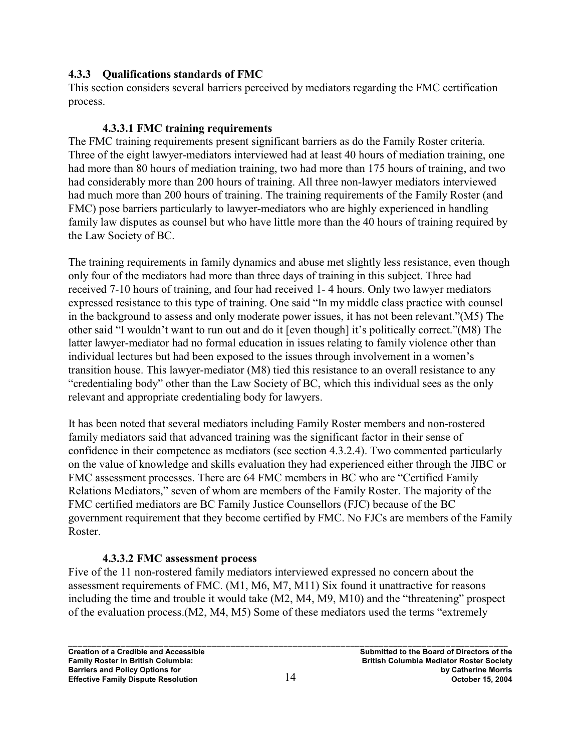### 4.3.3 Qualifications standards of FMC

This section considers several barriers perceived by mediators regarding the FMC certification process.

#### 4.3.3.1 FMC training requirements

The FMC training requirements present significant barriers as do the Family Roster criteria. Three of the eight lawyer-mediators interviewed had at least 40 hours of mediation training, one had more than 80 hours of mediation training, two had more than 175 hours of training, and two had considerably more than 200 hours of training. All three non-lawyer mediators interviewed had much more than 200 hours of training. The training requirements of the Family Roster (and FMC) pose barriers particularly to lawyer-mediators who are highly experienced in handling family law disputes as counsel but who have little more than the 40 hours of training required by the Law Society of BC.

The training requirements in family dynamics and abuse met slightly less resistance, even though only four of the mediators had more than three days of training in this subject. Three had received 7-10 hours of training, and four had received 1- 4 hours. Only two lawyer mediators expressed resistance to this type of training. One said "In my middle class practice with counsel in the background to assess and only moderate power issues, it has not been relevant."(M5) The other said "I wouldn't want to run out and do it [even though] it's politically correct."(M8) The latter lawyer-mediator had no formal education in issues relating to family violence other than individual lectures but had been exposed to the issues through involvement in a women's transition house. This lawyer-mediator (M8) tied this resistance to an overall resistance to any "credentialing body" other than the Law Society of BC, which this individual sees as the only relevant and appropriate credentialing body for lawyers.

It has been noted that several mediators including Family Roster members and non-rostered family mediators said that advanced training was the significant factor in their sense of confidence in their competence as mediators (see section 4.3.2.4). Two commented particularly on the value of knowledge and skills evaluation they had experienced either through the JIBC or FMC assessment processes. There are 64 FMC members in BC who are "Certified Family Relations Mediators," seven of whom are members of the Family Roster. The majority of the FMC certified mediators are BC Family Justice Counsellors (FJC) because of the BC government requirement that they become certified by FMC. No FJCs are members of the Family Roster.

#### 4.3.3.2 FMC assessment process

Five of the 11 non-rostered family mediators interviewed expressed no concern about the assessment requirements of FMC. (M1, M6, M7, M11) Six found it unattractive for reasons including the time and trouble it would take (M2, M4, M9, M10) and the "threatening" prospect of the evaluation process.(M2, M4, M5) Some of these mediators used the terms "extremely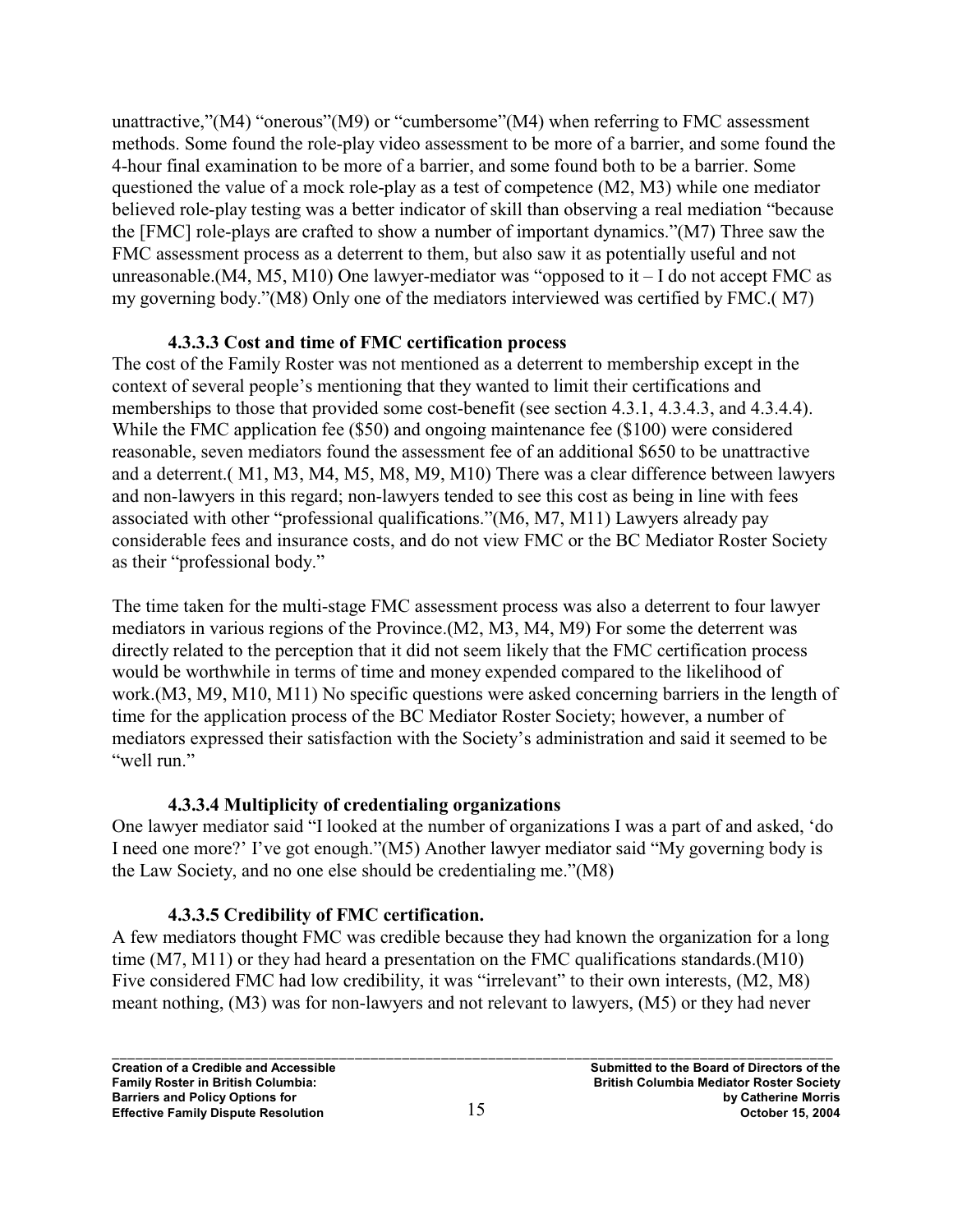unattractive,"(M4) "onerous"(M9) or "cumbersome"(M4) when referring to FMC assessment methods. Some found the role-play video assessment to be more of a barrier, and some found the 4-hour final examination to be more of a barrier, and some found both to be a barrier. Some questioned the value of a mock role-play as a test of competence (M2, M3) while one mediator believed role-play testing was a better indicator of skill than observing a real mediation "because the [FMC] role-plays are crafted to show a number of important dynamics."(M7) Three saw the FMC assessment process as a deterrent to them, but also saw it as potentially useful and not unreasonable.(M4, M5, M10) One lawyer-mediator was "opposed to it – I do not accept FMC as my governing body."(M8) Only one of the mediators interviewed was certified by FMC.( M7)

#### 4.3.3.3 Cost and time of FMC certification process

The cost of the Family Roster was not mentioned as a deterrent to membership except in the context of several people's mentioning that they wanted to limit their certifications and memberships to those that provided some cost-benefit (see section 4.3.1, 4.3.4.3, and 4.3.4.4). While the FMC application fee ($50) and ongoing maintenance fee ($100) were considered reasonable, seven mediators found the assessment fee of an additional $650 to be unattractive and a deterrent.( M1, M3, M4, M5, M8, M9, M10) There was a clear difference between lawyers and non-lawyers in this regard; non-lawyers tended to see this cost as being in line with fees associated with other "professional qualifications."(M6, M7, M11) Lawyers already pay considerable fees and insurance costs, and do not view FMC or the BC Mediator Roster Society as their "professional body."

The time taken for the multi-stage FMC assessment process was also a deterrent to four lawyer mediators in various regions of the Province.(M2, M3, M4, M9) For some the deterrent was directly related to the perception that it did not seem likely that the FMC certification process would be worthwhile in terms of time and money expended compared to the likelihood of work.(M3, M9, M10, M11) No specific questions were asked concerning barriers in the length of time for the application process of the BC Mediator Roster Society; however, a number of mediators expressed their satisfaction with the Society's administration and said it seemed to be "well run."

#### 4.3.3.4 Multiplicity of credentialing organizations

One lawyer mediator said "I looked at the number of organizations I was a part of and asked, 'do I need one more?' I've got enough."(M5) Another lawyer mediator said "My governing body is the Law Society, and no one else should be credentialing me."(M8)

#### 4.3.3.5 Credibility of FMC certification.

A few mediators thought FMC was credible because they had known the organization for a long time (M7, M11) or they had heard a presentation on the FMC qualifications standards.(M10) Five considered FMC had low credibility, it was "irrelevant" to their own interests, (M2, M8) meant nothing, (M3) was for non-lawyers and not relevant to lawyers, (M5) or they had never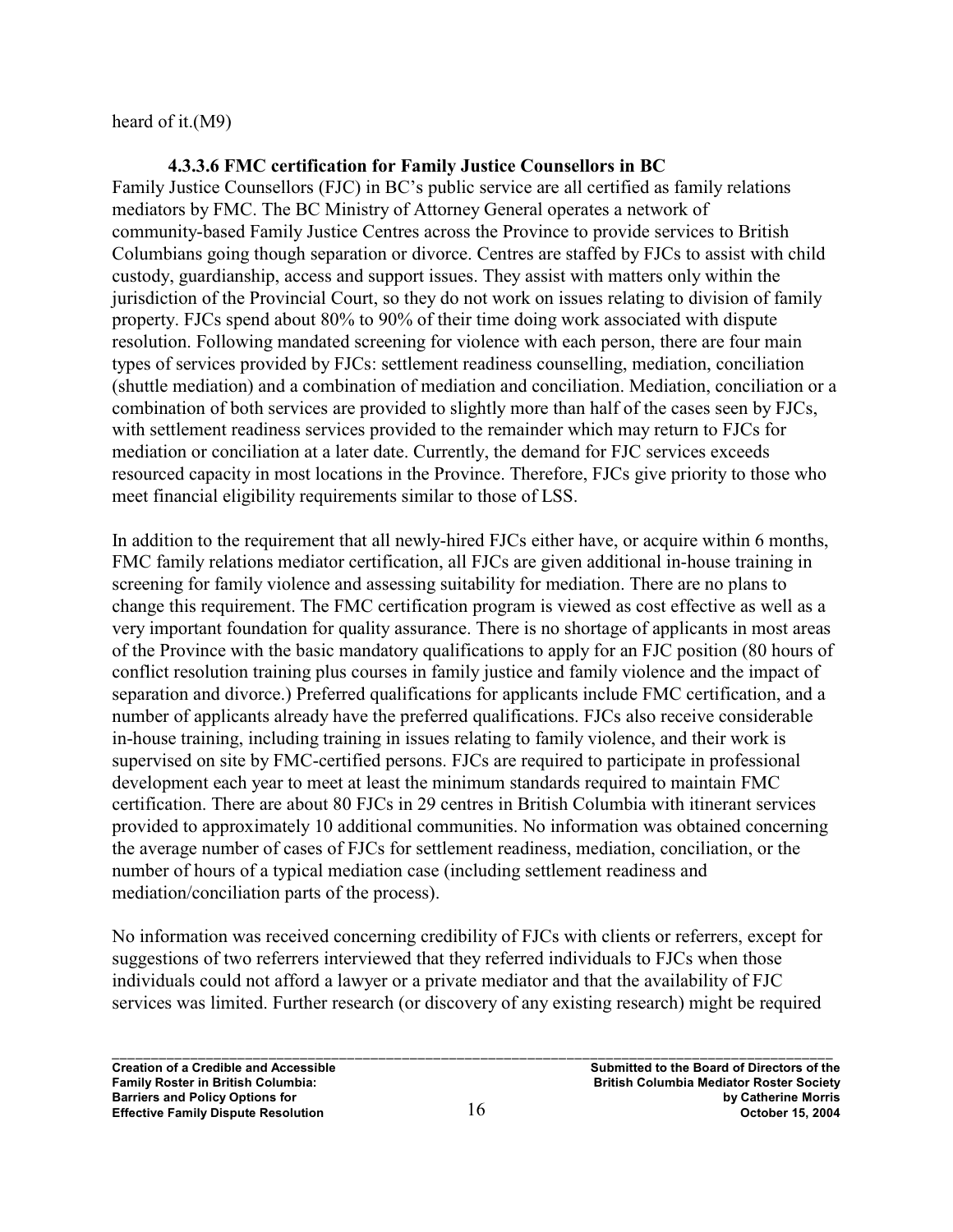heard of it.(M9)

#### 4.3.3.6 FMC certification for Family Justice Counsellors in BC

Family Justice Counsellors (FJC) in BC's public service are all certified as family relations mediators by FMC. The BC Ministry of Attorney General operates a network of community-based Family Justice Centres across the Province to provide services to British Columbians going though separation or divorce. Centres are staffed by FJCs to assist with child custody, guardianship, access and support issues. They assist with matters only within the jurisdiction of the Provincial Court, so they do not work on issues relating to division of family property. FJCs spend about 80% to 90% of their time doing work associated with dispute resolution. Following mandated screening for violence with each person, there are four main types of services provided by FJCs: settlement readiness counselling, mediation, conciliation (shuttle mediation) and a combination of mediation and conciliation. Mediation, conciliation or a combination of both services are provided to slightly more than half of the cases seen by FJCs, with settlement readiness services provided to the remainder which may return to FJCs for mediation or conciliation at a later date. Currently, the demand for FJC services exceeds resourced capacity in most locations in the Province. Therefore, FJCs give priority to those who meet financial eligibility requirements similar to those of LSS.

In addition to the requirement that all newly-hired FJCs either have, or acquire within 6 months, FMC family relations mediator certification, all FJCs are given additional in-house training in screening for family violence and assessing suitability for mediation. There are no plans to change this requirement. The FMC certification program is viewed as cost effective as well as a very important foundation for quality assurance. There is no shortage of applicants in most areas of the Province with the basic mandatory qualifications to apply for an FJC position (80 hours of conflict resolution training plus courses in family justice and family violence and the impact of separation and divorce.) Preferred qualifications for applicants include FMC certification, and a number of applicants already have the preferred qualifications. FJCs also receive considerable in-house training, including training in issues relating to family violence, and their work is supervised on site by FMC-certified persons. FJCs are required to participate in professional development each year to meet at least the minimum standards required to maintain FMC certification. There are about 80 FJCs in 29 centres in British Columbia with itinerant services provided to approximately 10 additional communities. No information was obtained concerning the average number of cases of FJCs for settlement readiness, mediation, conciliation, or the number of hours of a typical mediation case (including settlement readiness and mediation/conciliation parts of the process).

No information was received concerning credibility of FJCs with clients or referrers, except for suggestions of two referrers interviewed that they referred individuals to FJCs when those individuals could not afford a lawyer or a private mediator and that the availability of FJC services was limited. Further research (or discovery of any existing research) might be required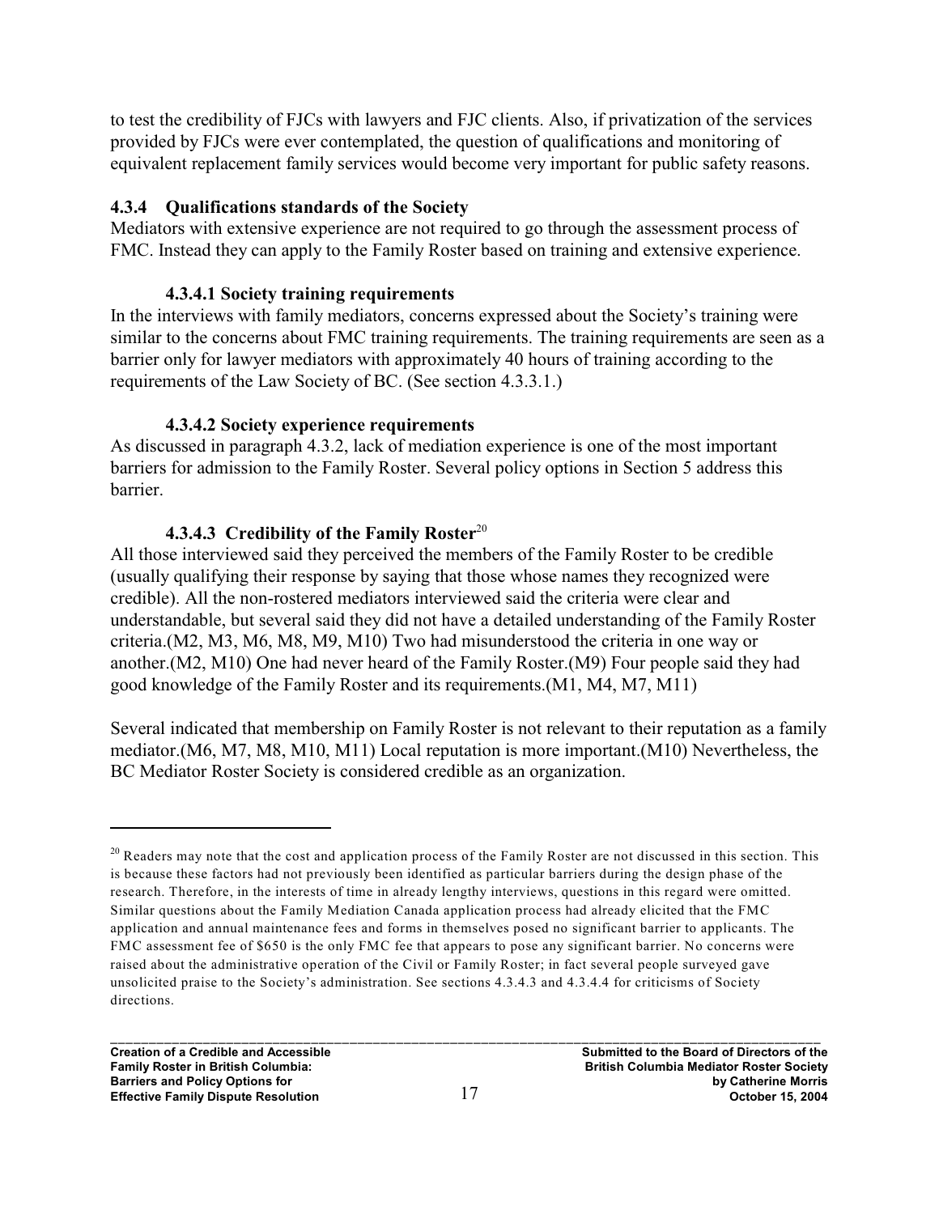to test the credibility of FJCs with lawyers and FJC clients. Also, if privatization of the services provided by FJCs were ever contemplated, the question of qualifications and monitoring of equivalent replacement family services would become very important for public safety reasons.

### 4.3.4 Qualifications standards of the Society

Mediators with extensive experience are not required to go through the assessment process of FMC. Instead they can apply to the Family Roster based on training and extensive experience.

#### 4.3.4.1 Society training requirements

In the interviews with family mediators, concerns expressed about the Society's training were similar to the concerns about FMC training requirements. The training requirements are seen as a barrier only for lawyer mediators with approximately 40 hours of training according to the requirements of the Law Society of BC. (See section 4.3.3.1.)

#### 4.3.4.2 Society experience requirements

As discussed in paragraph 4.3.2, lack of mediation experience is one of the most important barriers for admission to the Family Roster. Several policy options in Section 5 address this barrier.

#### 4.3.4.3 Credibility of the Family Roster[20]

All those interviewed said they perceived the members of the Family Roster to be credible (usually qualifying their response by saying that those whose names they recognized were credible). All the non-rostered mediators interviewed said the criteria were clear and understandable, but several said they did not have a detailed understanding of the Family Roster criteria.(M2, M3, M6, M8, M9, M10) Two had misunderstood the criteria in one way or another.(M2, M10) One had never heard of the Family Roster.(M9) Four people said they had good knowledge of the Family Roster and its requirements.(M1, M4, M7, M11)

Several indicated that membership on Family Roster is not relevant to their reputation as a family mediator.(M6, M7, M8, M10, M11) Local reputation is more important.(M10) Nevertheless, the BC Mediator Roster Society is considered credible as an organization.

---

[20] Readers may note that the cost and application process of the Family Roster are not discussed in this section. This is because these factors had not previously been identified as particular barriers during the design phase of the research. Therefore, in the interests of time in already lengthy interviews, questions in this regard were omitted. Similar questions about the Family Mediation Canada application process had already elicited that the FMC application and annual maintenance fees and forms in themselves posed no significant barrier to applicants. The FMC assessment fee of $650 is the only FMC fee that appears to pose any significant barrier. No concerns were raised about the administrative operation of the Civil or Family Roster; in fact several people surveyed gave unsolicited praise to the Society's administration. See sections 4.3.4.3 and 4.3.4.4 for criticisms of Society directions.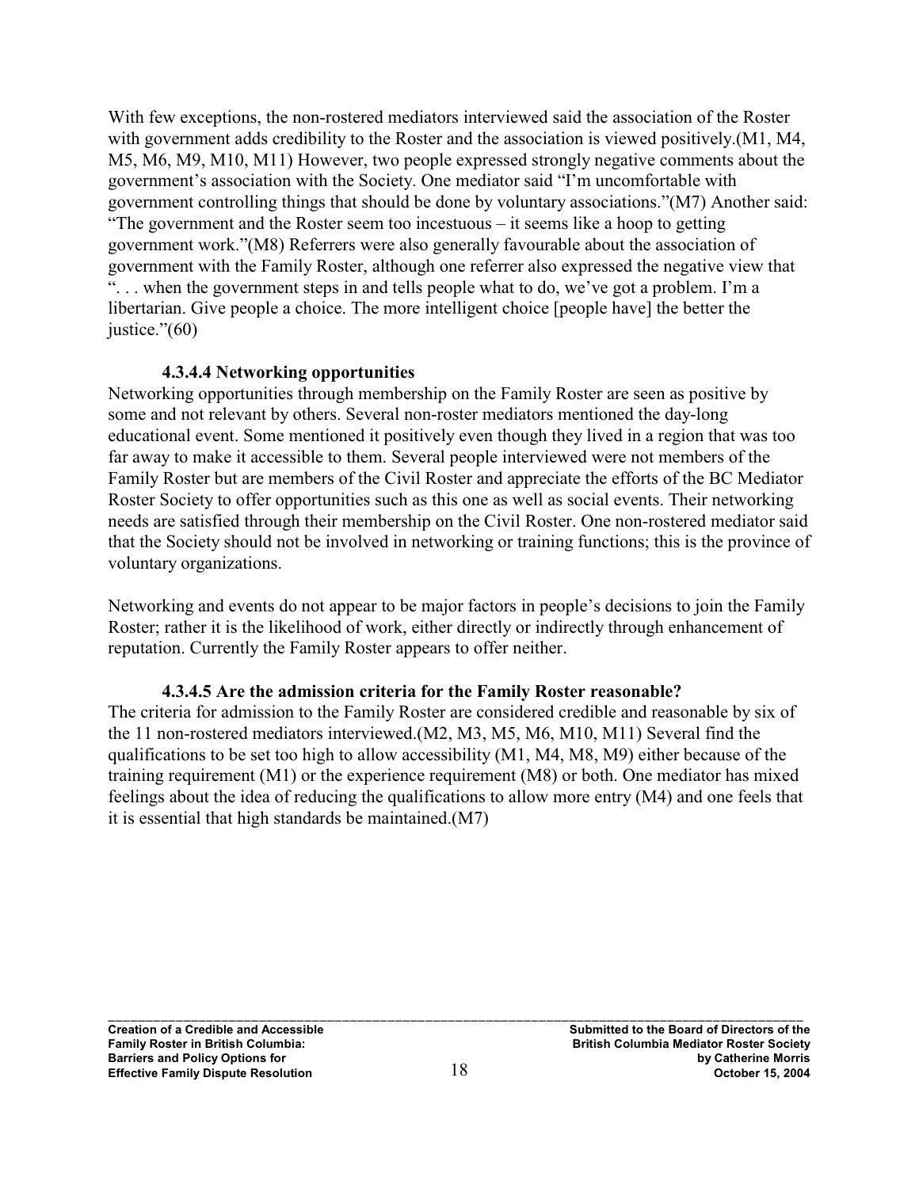With few exceptions, the non-rostered mediators interviewed said the association of the Roster with government adds credibility to the Roster and the association is viewed positively.(M1, M4, M5, M6, M9, M10, M11) However, two people expressed strongly negative comments about the government's association with the Society. One mediator said "I'm uncomfortable with government controlling things that should be done by voluntary associations."(M7) Another said: "The government and the Roster seem too incestuous – it seems like a hoop to getting government work."(M8) Referrers were also generally favourable about the association of government with the Family Roster, although one referrer also expressed the negative view that ". . . when the government steps in and tells people what to do, we've got a problem. I'm a libertarian. Give people a choice. The more intelligent choice [people have] the better the justice."(60)

#### 4.3.4.4 Networking opportunities

Networking opportunities through membership on the Family Roster are seen as positive by some and not relevant by others. Several non-roster mediators mentioned the day-long educational event. Some mentioned it positively even though they lived in a region that was too far away to make it accessible to them. Several people interviewed were not members of the Family Roster but are members of the Civil Roster and appreciate the efforts of the BC Mediator Roster Society to offer opportunities such as this one as well as social events. Their networking needs are satisfied through their membership on the Civil Roster. One non-rostered mediator said that the Society should not be involved in networking or training functions; this is the province of voluntary organizations.

Networking and events do not appear to be major factors in people's decisions to join the Family Roster; rather it is the likelihood of work, either directly or indirectly through enhancement of reputation. Currently the Family Roster appears to offer neither.

#### 4.3.4.5 Are the admission criteria for the Family Roster reasonable?

The criteria for admission to the Family Roster are considered credible and reasonable by six of the 11 non-rostered mediators interviewed.(M2, M3, M5, M6, M10, M11) Several find the qualifications to be set too high to allow accessibility (M1, M4, M8, M9) either because of the training requirement (M1) or the experience requirement (M8) or both. One mediator has mixed feelings about the idea of reducing the qualifications to allow more entry (M4) and one feels that it is essential that high standards be maintained.(M7)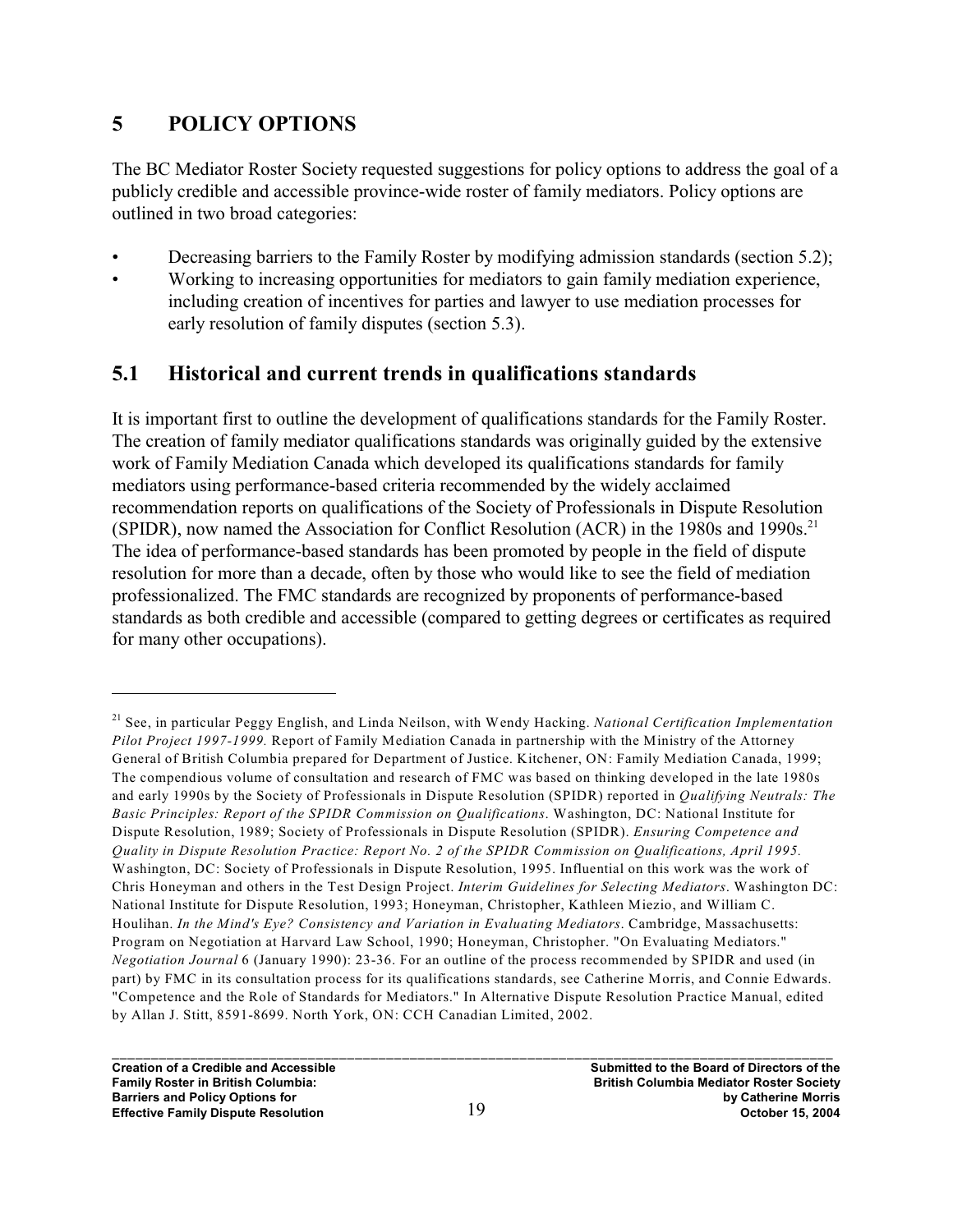## 5 POLICY OPTIONS

The BC Mediator Roster Society requested suggestions for policy options to address the goal of a publicly credible and accessible province-wide roster of family mediators. Policy options are outlined in two broad categories:

- Decreasing barriers to the Family Roster by modifying admission standards (section 5.2);
- Working to increasing opportunities for mediators to gain family mediation experience, including creation of incentives for parties and lawyer to use mediation processes for early resolution of family disputes (section 5.3).

### 5.1 Historical and current trends in qualifications standards

It is important first to outline the development of qualifications standards for the Family Roster. The creation of family mediator qualifications standards was originally guided by the extensive work of Family Mediation Canada which developed its qualifications standards for family mediators using performance-based criteria recommended by the widely acclaimed recommendation reports on qualifications of the Society of Professionals in Dispute Resolution (SPIDR), now named the Association for Conflict Resolution (ACR) in the 1980s and 1990s.[21] The idea of performance-based standards has been promoted by people in the field of dispute resolution for more than a decade, often by those who would like to see the field of mediation professionalized. The FMC standards are recognized by proponents of performance-based standards as both credible and accessible (compared to getting degrees or certificates as required for many other occupations).

---

[21] See, in particular Peggy English, and Linda Neilson, with Wendy Hacking. *National Certification Implementation Pilot Project 1997-1999.* Report of Family Mediation Canada in partnership with the Ministry of the Attorney General of British Columbia prepared for Department of Justice. Kitchener, ON: Family Mediation Canada, 1999; The compendious volume of consultation and research of FMC was based on thinking developed in the late 1980s and early 1990s by the Society of Professionals in Dispute Resolution (SPIDR) reported in *Qualifying Neutrals: The Basic Principles: Report of the SPIDR Commission on Qualifications*. Washington, DC: National Institute for Dispute Resolution, 1989; Society of Professionals in Dispute Resolution (SPIDR). *Ensuring Competence and Quality in Dispute Resolution Practice: Report No. 2 of the SPIDR Commission on Qualifications, April 1995.* Washington, DC: Society of Professionals in Dispute Resolution, 1995. Influential on this work was the work of Chris Honeyman and others in the Test Design Project. *Interim Guidelines for Selecting Mediators*. Washington DC: National Institute for Dispute Resolution, 1993; Honeyman, Christopher, Kathleen Miezio, and William C. Houlihan. *In the Mind's Eye? Consistency and Variation in Evaluating Mediators*. Cambridge, Massachusetts: Program on Negotiation at Harvard Law School, 1990; Honeyman, Christopher. "On Evaluating Mediators." *Negotiation Journal* 6 (January 1990): 23-36. For an outline of the process recommended by SPIDR and used (in part) by FMC in its consultation process for its qualifications standards, see Catherine Morris, and Connie Edwards. "Competence and the Role of Standards for Mediators." In Alternative Dispute Resolution Practice Manual, edited by Allan J. Stitt, 8591-8699. North York, ON: CCH Canadian Limited, 2002.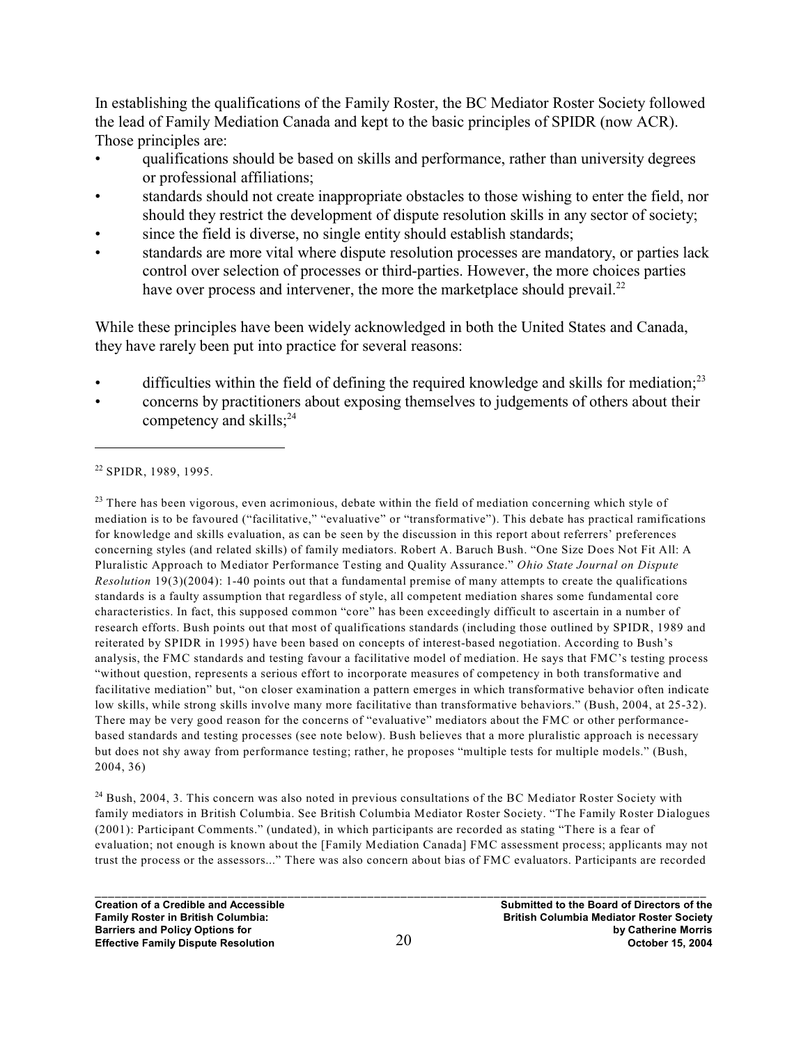In establishing the qualifications of the Family Roster, the BC Mediator Roster Society followed the lead of Family Mediation Canada and kept to the basic principles of SPIDR (now ACR). Those principles are:

- qualifications should be based on skills and performance, rather than university degrees or professional affiliations;
- standards should not create inappropriate obstacles to those wishing to enter the field, nor should they restrict the development of dispute resolution skills in any sector of society;
- since the field is diverse, no single entity should establish standards;
- standards are more vital where dispute resolution processes are mandatory, or parties lack control over selection of processes or third-parties. However, the more choices parties have over process and intervener, the more the marketplace should prevail.[22]

While these principles have been widely acknowledged in both the United States and Canada, they have rarely been put into practice for several reasons:

- difficulties within the field of defining the required knowledge and skills for mediation;[23]
- concerns by practitioners about exposing themselves to judgements of others about their competency and skills;[24]

---

[22] SPIDR, 1989, 1995.

[23] There has been vigorous, even acrimonious, debate within the field of mediation concerning which style of mediation is to be favoured ("facilitative," "evaluative" or "transformative"). This debate has practical ramifications for knowledge and skills evaluation, as can be seen by the discussion in this report about referrers' preferences concerning styles (and related skills) of family mediators. Robert A. Baruch Bush. "One Size Does Not Fit All: A Pluralistic Approach to Mediator Performance Testing and Quality Assurance." *Ohio State Journal on Dispute Resolution* 19(3)(2004): 1-40 points out that a fundamental premise of many attempts to create the qualifications standards is a faulty assumption that regardless of style, all competent mediation shares some fundamental core characteristics. In fact, this supposed common "core" has been exceedingly difficult to ascertain in a number of research efforts. Bush points out that most of qualifications standards (including those outlined by SPIDR, 1989 and reiterated by SPIDR in 1995) have been based on concepts of interest-based negotiation. According to Bush's analysis, the FMC standards and testing favour a facilitative model of mediation. He says that FMC's testing process "without question, represents a serious effort to incorporate measures of competency in both transformative and facilitative mediation" but, "on closer examination a pattern emerges in which transformative behavior often indicate low skills, while strong skills involve many more facilitative than transformative behaviors." (Bush, 2004, at 25-32). There may be very good reason for the concerns of "evaluative" mediators about the FMC or other performance-based standards and testing processes (see note below). Bush believes that a more pluralistic approach is necessary but does not shy away from performance testing; rather, he proposes "multiple tests for multiple models." (Bush, 2004, 36)

[24] Bush, 2004, 3. This concern was also noted in previous consultations of the BC Mediator Roster Society with family mediators in British Columbia. See British Columbia Mediator Roster Society. "The Family Roster Dialogues (2001): Participant Comments." (undated), in which participants are recorded as stating "There is a fear of evaluation; not enough is known about the [Family Mediation Canada] FMC assessment process; applicants may not trust the process or the assessors..." There was also concern about bias of FMC evaluators. Participants are recorded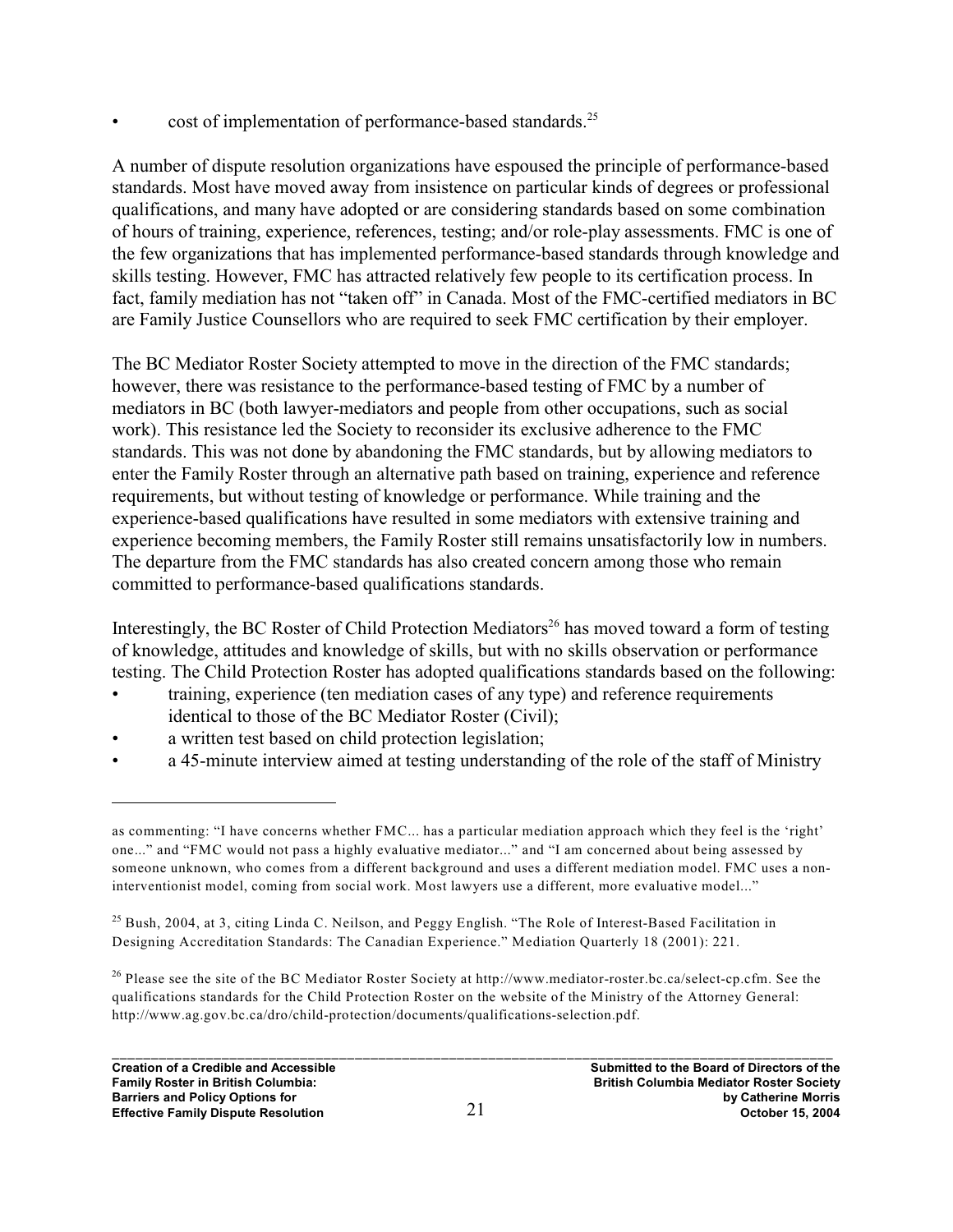- cost of implementation of performance-based standards.[25]

A number of dispute resolution organizations have espoused the principle of performance-based standards. Most have moved away from insistence on particular kinds of degrees or professional qualifications, and many have adopted or are considering standards based on some combination of hours of training, experience, references, testing; and/or role-play assessments. FMC is one of the few organizations that has implemented performance-based standards through knowledge and skills testing. However, FMC has attracted relatively few people to its certification process. In fact, family mediation has not "taken off" in Canada. Most of the FMC-certified mediators in BC are Family Justice Counsellors who are required to seek FMC certification by their employer.

The BC Mediator Roster Society attempted to move in the direction of the FMC standards; however, there was resistance to the performance-based testing of FMC by a number of mediators in BC (both lawyer-mediators and people from other occupations, such as social work). This resistance led the Society to reconsider its exclusive adherence to the FMC standards. This was not done by abandoning the FMC standards, but by allowing mediators to enter the Family Roster through an alternative path based on training, experience and reference requirements, but without testing of knowledge or performance. While training and the experience-based qualifications have resulted in some mediators with extensive training and experience becoming members, the Family Roster still remains unsatisfactorily low in numbers. The departure from the FMC standards has also created concern among those who remain committed to performance-based qualifications standards.

Interestingly, the BC Roster of Child Protection Mediators[26] has moved toward a form of testing of knowledge, attitudes and knowledge of skills, but with no skills observation or performance testing. The Child Protection Roster has adopted qualifications standards based on the following:

- training, experience (ten mediation cases of any type) and reference requirements identical to those of the BC Mediator Roster (Civil);
- a written test based on child protection legislation;
- a 45-minute interview aimed at testing understanding of the role of the staff of Ministry

---

as commenting: "I have concerns whether FMC... has a particular mediation approach which they feel is the 'right' one..." and "FMC would not pass a highly evaluative mediator..." and "I am concerned about being assessed by someone unknown, who comes from a different background and uses a different mediation model. FMC uses a non-interventionist model, coming from social work. Most lawyers use a different, more evaluative model..."

[25] Bush, 2004, at 3, citing Linda C. Neilson, and Peggy English. "The Role of Interest-Based Facilitation in Designing Accreditation Standards: The Canadian Experience." Mediation Quarterly 18 (2001): 221.

[26] Please see the site of the BC Mediator Roster Society at http://www.mediator-roster.bc.ca/select-cp.cfm. See the qualifications standards for the Child Protection Roster on the website of the Ministry of the Attorney General: http://www.ag.gov.bc.ca/dro/child-protection/documents/qualifications-selection.pdf.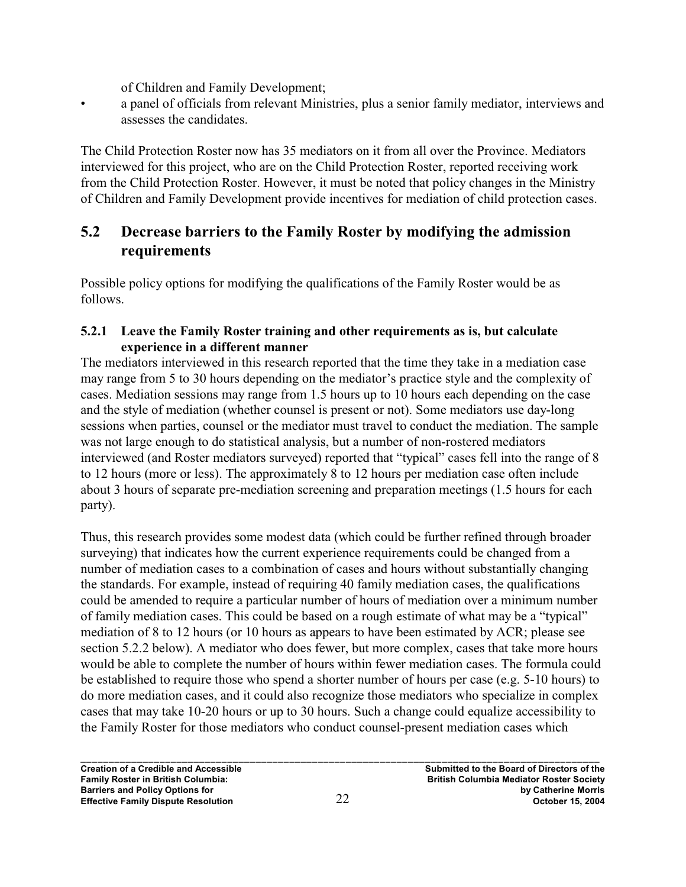of Children and Family Development;

- a panel of officials from relevant Ministries, plus a senior family mediator, interviews and assesses the candidates.

The Child Protection Roster now has 35 mediators on it from all over the Province. Mediators interviewed for this project, who are on the Child Protection Roster, reported receiving work from the Child Protection Roster. However, it must be noted that policy changes in the Ministry of Children and Family Development provide incentives for mediation of child protection cases.

## 5.2 Decrease barriers to the Family Roster by modifying the admission requirements

Possible policy options for modifying the qualifications of the Family Roster would be as follows.

### 5.2.1 Leave the Family Roster training and other requirements as is, but calculate experience in a different manner

The mediators interviewed in this research reported that the time they take in a mediation case may range from 5 to 30 hours depending on the mediator's practice style and the complexity of cases. Mediation sessions may range from 1.5 hours up to 10 hours each depending on the case and the style of mediation (whether counsel is present or not). Some mediators use day-long sessions when parties, counsel or the mediator must travel to conduct the mediation. The sample was not large enough to do statistical analysis, but a number of non-rostered mediators interviewed (and Roster mediators surveyed) reported that "typical" cases fell into the range of 8 to 12 hours (more or less). The approximately 8 to 12 hours per mediation case often include about 3 hours of separate pre-mediation screening and preparation meetings (1.5 hours for each party).

Thus, this research provides some modest data (which could be further refined through broader surveying) that indicates how the current experience requirements could be changed from a number of mediation cases to a combination of cases and hours without substantially changing the standards. For example, instead of requiring 40 family mediation cases, the qualifications could be amended to require a particular number of hours of mediation over a minimum number of family mediation cases. This could be based on a rough estimate of what may be a "typical" mediation of 8 to 12 hours (or 10 hours as appears to have been estimated by ACR; please see section 5.2.2 below). A mediator who does fewer, but more complex, cases that take more hours would be able to complete the number of hours within fewer mediation cases. The formula could be established to require those who spend a shorter number of hours per case (e.g. 5-10 hours) to do more mediation cases, and it could also recognize those mediators who specialize in complex cases that may take 10-20 hours or up to 30 hours. Such a change could equalize accessibility to the Family Roster for those mediators who conduct counsel-present mediation cases which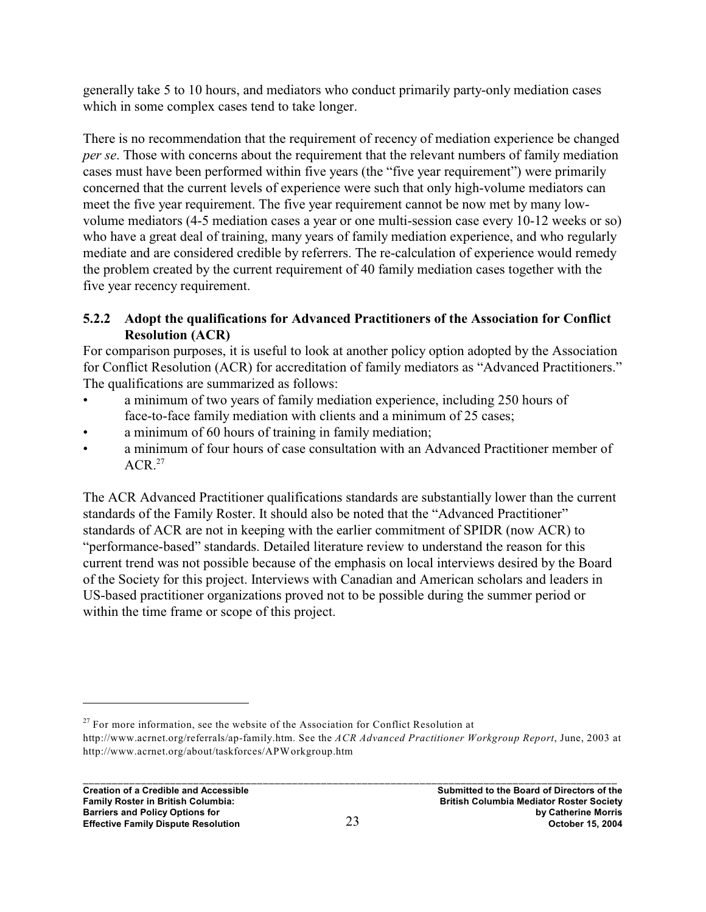generally take 5 to 10 hours, and mediators who conduct primarily party-only mediation cases which in some complex cases tend to take longer.

There is no recommendation that the requirement of recency of mediation experience be changed *per se*. Those with concerns about the requirement that the relevant numbers of family mediation cases must have been performed within five years (the "five year requirement") were primarily concerned that the current levels of experience were such that only high-volume mediators can meet the five year requirement. The five year requirement cannot be now met by many low-volume mediators (4-5 mediation cases a year or one multi-session case every 10-12 weeks or so) who have a great deal of training, many years of family mediation experience, and who regularly mediate and are considered credible by referrers. The re-calculation of experience would remedy the problem created by the current requirement of 40 family mediation cases together with the five year recency requirement.

### 5.2.2 Adopt the qualifications for Advanced Practitioners of the Association for Conflict Resolution (ACR)

For comparison purposes, it is useful to look at another policy option adopted by the Association for Conflict Resolution (ACR) for accreditation of family mediators as "Advanced Practitioners." The qualifications are summarized as follows:

- a minimum of two years of family mediation experience, including 250 hours of face-to-face family mediation with clients and a minimum of 25 cases;
- a minimum of 60 hours of training in family mediation;
- a minimum of four hours of case consultation with an Advanced Practitioner member of ACR.[27]

The ACR Advanced Practitioner qualifications standards are substantially lower than the current standards of the Family Roster. It should also be noted that the "Advanced Practitioner" standards of ACR are not in keeping with the earlier commitment of SPIDR (now ACR) to "performance-based" standards. Detailed literature review to understand the reason for this current trend was not possible because of the emphasis on local interviews desired by the Board of the Society for this project. Interviews with Canadian and American scholars and leaders in US-based practitioner organizations proved not to be possible during the summer period or within the time frame or scope of this project.

---

[27] For more information, see the website of the Association for Conflict Resolution at http://www.acrnet.org/referrals/ap-family.htm. See the *ACR Advanced Practitioner Workgroup Report*, June, 2003 at http://www.acrnet.org/about/taskforces/APWorkgroup.htm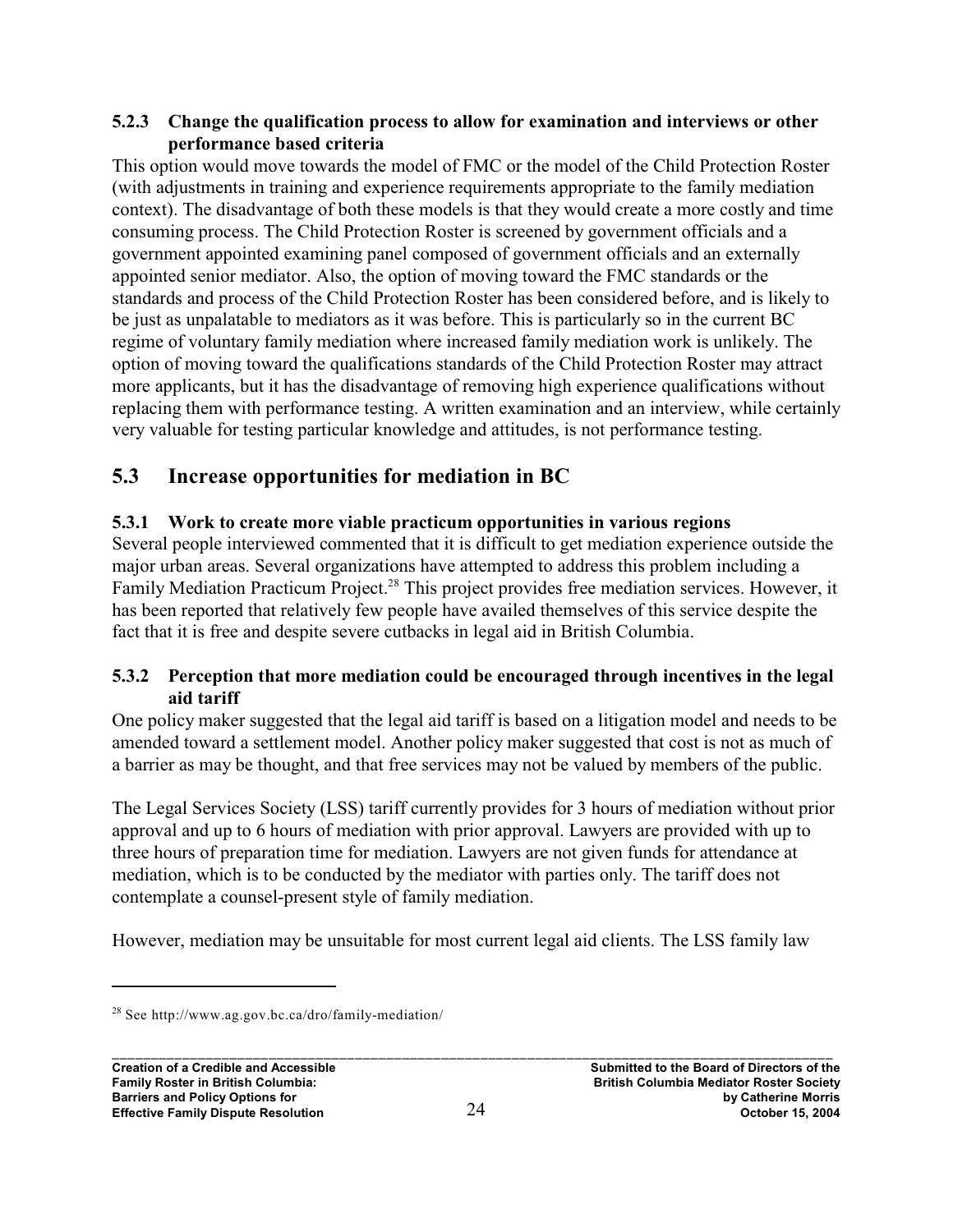#### 5.2.3 Change the qualification process to allow for examination and interviews or other performance based criteria

This option would move towards the model of FMC or the model of the Child Protection Roster (with adjustments in training and experience requirements appropriate to the family mediation context). The disadvantage of both these models is that they would create a more costly and time consuming process. The Child Protection Roster is screened by government officials and a government appointed examining panel composed of government officials and an externally appointed senior mediator. Also, the option of moving toward the FMC standards or the standards and process of the Child Protection Roster has been considered before, and is likely to be just as unpalatable to mediators as it was before. This is particularly so in the current BC regime of voluntary family mediation where increased family mediation work is unlikely. The option of moving toward the qualifications standards of the Child Protection Roster may attract more applicants, but it has the disadvantage of removing high experience qualifications without replacing them with performance testing. A written examination and an interview, while certainly very valuable for testing particular knowledge and attitudes, is not performance testing.

## 5.3 Increase opportunities for mediation in BC

#### 5.3.1 Work to create more viable practicum opportunities in various regions

Several people interviewed commented that it is difficult to get mediation experience outside the major urban areas. Several organizations have attempted to address this problem including a Family Mediation Practicum Project.[28] This project provides free mediation services. However, it has been reported that relatively few people have availed themselves of this service despite the fact that it is free and despite severe cutbacks in legal aid in British Columbia.

#### 5.3.2 Perception that more mediation could be encouraged through incentives in the legal aid tariff

One policy maker suggested that the legal aid tariff is based on a litigation model and needs to be amended toward a settlement model. Another policy maker suggested that cost is not as much of a barrier as may be thought, and that free services may not be valued by members of the public.

The Legal Services Society (LSS) tariff currently provides for 3 hours of mediation without prior approval and up to 6 hours of mediation with prior approval. Lawyers are provided with up to three hours of preparation time for mediation. Lawyers are not given funds for attendance at mediation, which is to be conducted by the mediator with parties only. The tariff does not contemplate a counsel-present style of family mediation.

However, mediation may be unsuitable for most current legal aid clients. The LSS family law

[28] See http://www.ag.gov.bc.ca/dro/family-mediation/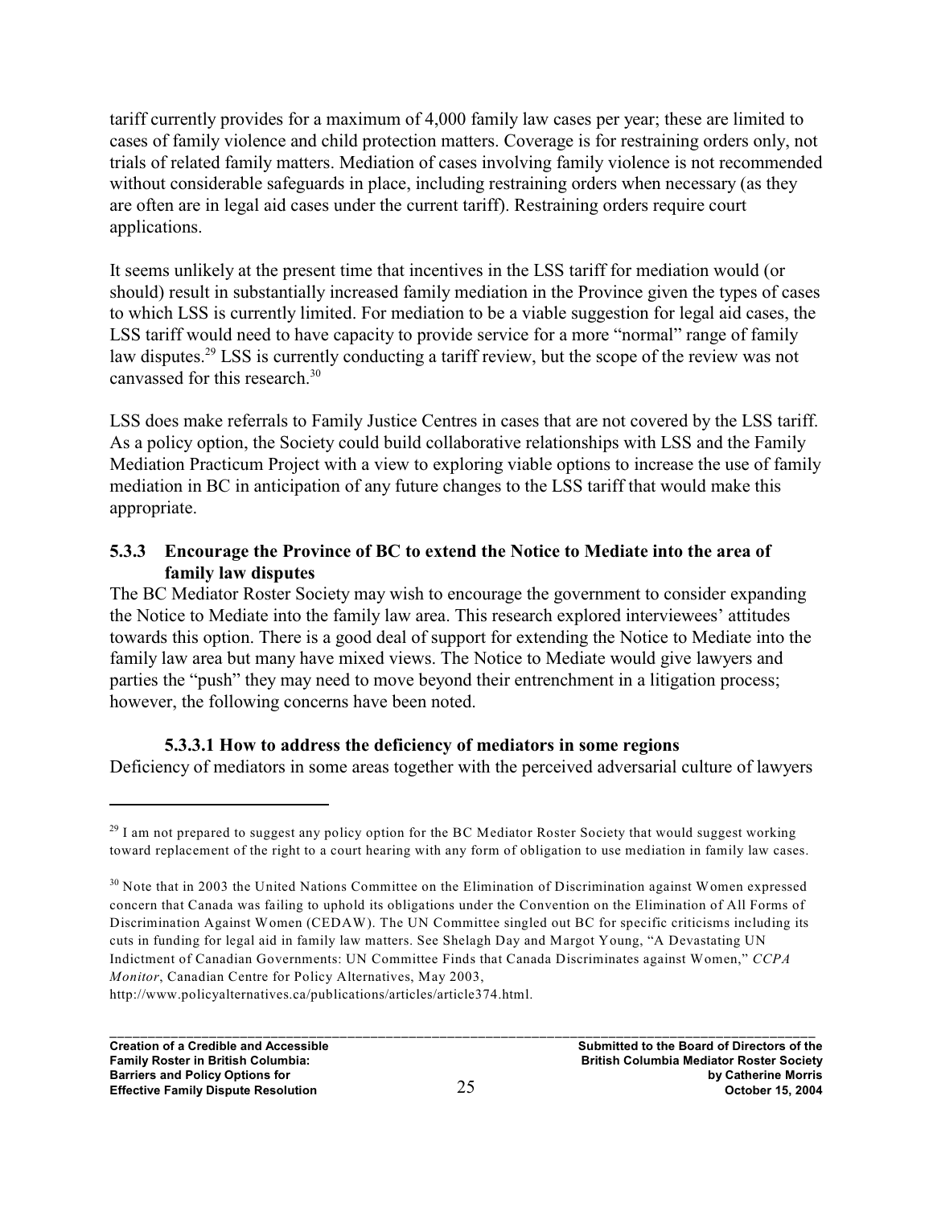tariff currently provides for a maximum of 4,000 family law cases per year; these are limited to cases of family violence and child protection matters. Coverage is for restraining orders only, not trials of related family matters. Mediation of cases involving family violence is not recommended without considerable safeguards in place, including restraining orders when necessary (as they are often are in legal aid cases under the current tariff). Restraining orders require court applications.

It seems unlikely at the present time that incentives in the LSS tariff for mediation would (or should) result in substantially increased family mediation in the Province given the types of cases to which LSS is currently limited. For mediation to be a viable suggestion for legal aid cases, the LSS tariff would need to have capacity to provide service for a more "normal" range of family law disputes.[29] LSS is currently conducting a tariff review, but the scope of the review was not canvassed for this research.[30]

LSS does make referrals to Family Justice Centres in cases that are not covered by the LSS tariff. As a policy option, the Society could build collaborative relationships with LSS and the Family Mediation Practicum Project with a view to exploring viable options to increase the use of family mediation in BC in anticipation of any future changes to the LSS tariff that would make this appropriate.

### 5.3.3 Encourage the Province of BC to extend the Notice to Mediate into the area of family law disputes

The BC Mediator Roster Society may wish to encourage the government to consider expanding the Notice to Mediate into the family law area. This research explored interviewees' attitudes towards this option. There is a good deal of support for extending the Notice to Mediate into the family law area but many have mixed views. The Notice to Mediate would give lawyers and parties the "push" they may need to move beyond their entrenchment in a litigation process; however, the following concerns have been noted.

#### 5.3.3.1 How to address the deficiency of mediators in some regions

Deficiency of mediators in some areas together with the perceived adversarial culture of lawyers

---

[29] I am not prepared to suggest any policy option for the BC Mediator Roster Society that would suggest working toward replacement of the right to a court hearing with any form of obligation to use mediation in family law cases.

[30] Note that in 2003 the United Nations Committee on the Elimination of Discrimination against Women expressed concern that Canada was failing to uphold its obligations under the Convention on the Elimination of All Forms of Discrimination Against Women (CEDAW). The UN Committee singled out BC for specific criticisms including its cuts in funding for legal aid in family law matters. See Shelagh Day and Margot Young, "A Devastating UN Indictment of Canadian Governments: UN Committee Finds that Canada Discriminates against Women," *CCPA Monitor*, Canadian Centre for Policy Alternatives, May 2003, http://www.policyalternatives.ca/publications/articles/article374.html.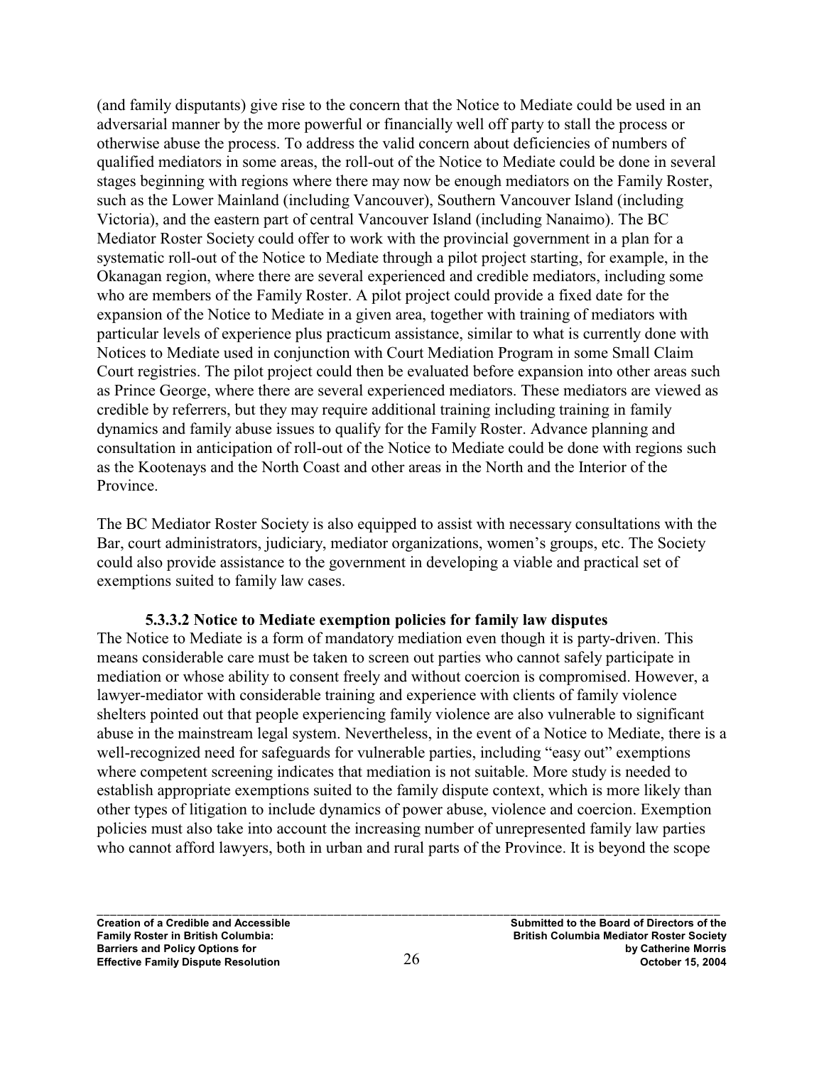(and family disputants) give rise to the concern that the Notice to Mediate could be used in an adversarial manner by the more powerful or financially well off party to stall the process or otherwise abuse the process. To address the valid concern about deficiencies of numbers of qualified mediators in some areas, the roll-out of the Notice to Mediate could be done in several stages beginning with regions where there may now be enough mediators on the Family Roster, such as the Lower Mainland (including Vancouver), Southern Vancouver Island (including Victoria), and the eastern part of central Vancouver Island (including Nanaimo). The BC Mediator Roster Society could offer to work with the provincial government in a plan for a systematic roll-out of the Notice to Mediate through a pilot project starting, for example, in the Okanagan region, where there are several experienced and credible mediators, including some who are members of the Family Roster. A pilot project could provide a fixed date for the expansion of the Notice to Mediate in a given area, together with training of mediators with particular levels of experience plus practicum assistance, similar to what is currently done with Notices to Mediate used in conjunction with Court Mediation Program in some Small Claim Court registries. The pilot project could then be evaluated before expansion into other areas such as Prince George, where there are several experienced mediators. These mediators are viewed as credible by referrers, but they may require additional training including training in family dynamics and family abuse issues to qualify for the Family Roster. Advance planning and consultation in anticipation of roll-out of the Notice to Mediate could be done with regions such as the Kootenays and the North Coast and other areas in the North and the Interior of the Province.

The BC Mediator Roster Society is also equipped to assist with necessary consultations with the Bar, court administrators, judiciary, mediator organizations, women's groups, etc. The Society could also provide assistance to the government in developing a viable and practical set of exemptions suited to family law cases.

#### 5.3.3.2 Notice to Mediate exemption policies for family law disputes

The Notice to Mediate is a form of mandatory mediation even though it is party-driven. This means considerable care must be taken to screen out parties who cannot safely participate in mediation or whose ability to consent freely and without coercion is compromised. However, a lawyer-mediator with considerable training and experience with clients of family violence shelters pointed out that people experiencing family violence are also vulnerable to significant abuse in the mainstream legal system. Nevertheless, in the event of a Notice to Mediate, there is a well-recognized need for safeguards for vulnerable parties, including "easy out" exemptions where competent screening indicates that mediation is not suitable. More study is needed to establish appropriate exemptions suited to the family dispute context, which is more likely than other types of litigation to include dynamics of power abuse, violence and coercion. Exemption policies must also take into account the increasing number of unrepresented family law parties who cannot afford lawyers, both in urban and rural parts of the Province. It is beyond the scope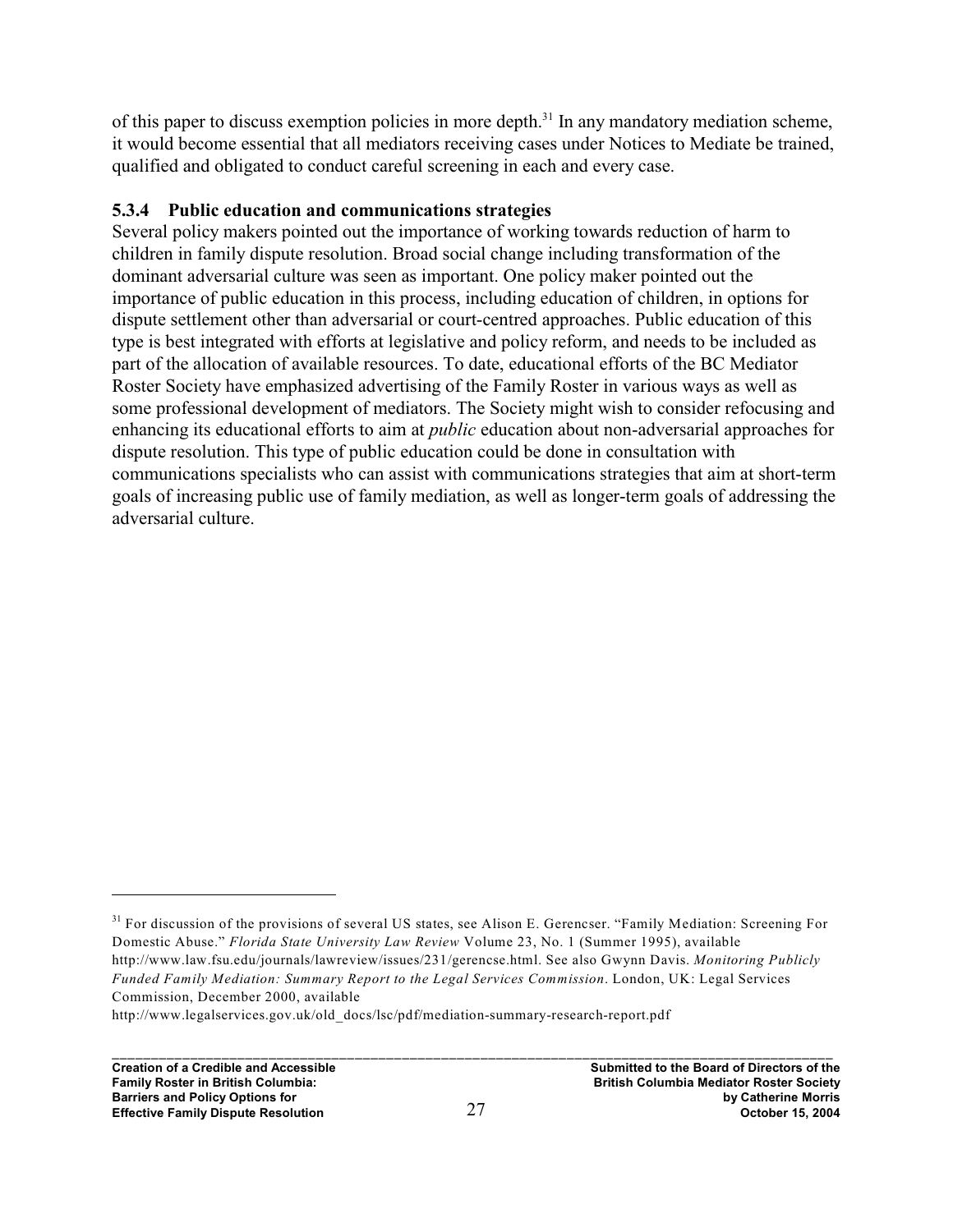of this paper to discuss exemption policies in more depth.[31] In any mandatory mediation scheme, it would become essential that all mediators receiving cases under Notices to Mediate be trained, qualified and obligated to conduct careful screening in each and every case.

### 5.3.4 Public education and communications strategies

Several policy makers pointed out the importance of working towards reduction of harm to children in family dispute resolution. Broad social change including transformation of the dominant adversarial culture was seen as important. One policy maker pointed out the importance of public education in this process, including education of children, in options for dispute settlement other than adversarial or court-centred approaches. Public education of this type is best integrated with efforts at legislative and policy reform, and needs to be included as part of the allocation of available resources. To date, educational efforts of the BC Mediator Roster Society have emphasized advertising of the Family Roster in various ways as well as some professional development of mediators. The Society might wish to consider refocusing and enhancing its educational efforts to aim at *public* education about non-adversarial approaches for dispute resolution. This type of public education could be done in consultation with communications specialists who can assist with communications strategies that aim at short-term goals of increasing public use of family mediation, as well as longer-term goals of addressing the adversarial culture.

---

[31] For discussion of the provisions of several US states, see Alison E. Gerencser. "Family Mediation: Screening For Domestic Abuse." *Florida State University Law Review* Volume 23, No. 1 (Summer 1995), available http://www.law.fsu.edu/journals/lawreview/issues/231/gerencse.html. See also Gwynn Davis. *Monitoring Publicly Funded Family Mediation: Summary Report to the Legal Services Commission*. London, UK: Legal Services Commission, December 2000, available http://www.legalservices.gov.uk/old_docs/lsc/pdf/mediation-summary-research-report.pdf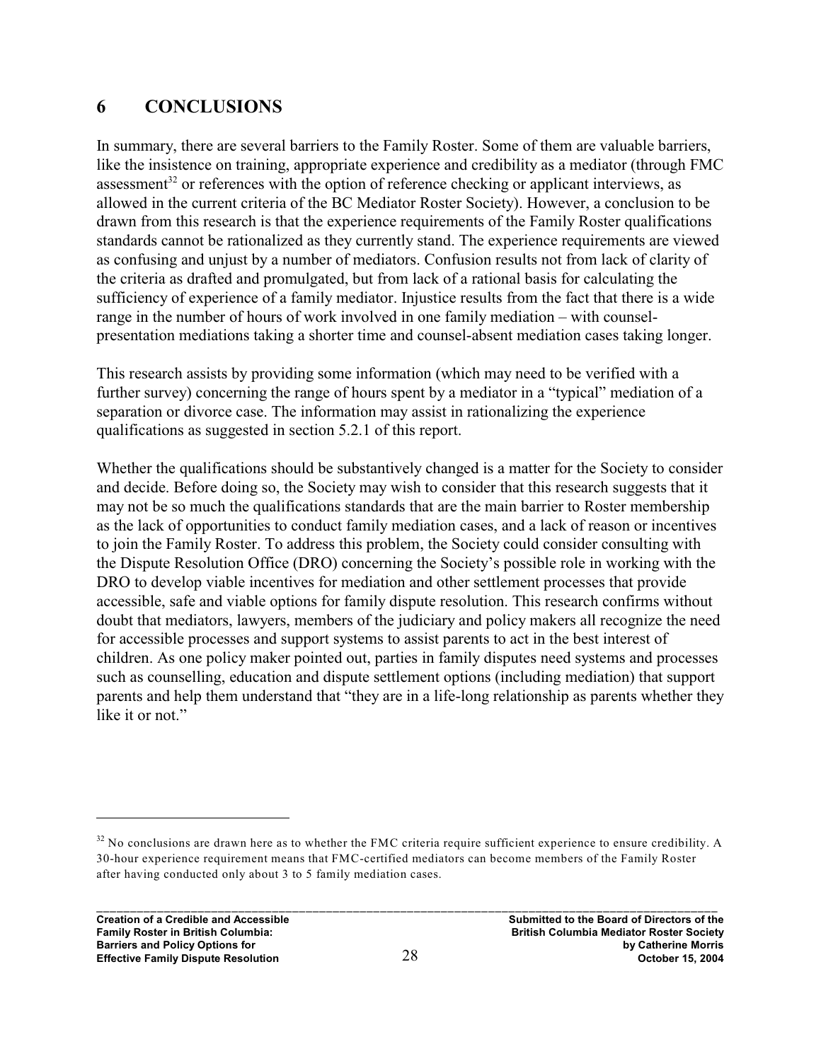# 6 CONCLUSIONS

In summary, there are several barriers to the Family Roster. Some of them are valuable barriers, like the insistence on training, appropriate experience and credibility as a mediator (through FMC assessment[32] or references with the option of reference checking or applicant interviews, as allowed in the current criteria of the BC Mediator Roster Society). However, a conclusion to be drawn from this research is that the experience requirements of the Family Roster qualifications standards cannot be rationalized as they currently stand. The experience requirements are viewed as confusing and unjust by a number of mediators. Confusion results not from lack of clarity of the criteria as drafted and promulgated, but from lack of a rational basis for calculating the sufficiency of experience of a family mediator. Injustice results from the fact that there is a wide range in the number of hours of work involved in one family mediation – with counsel-presentation mediations taking a shorter time and counsel-absent mediation cases taking longer.

This research assists by providing some information (which may need to be verified with a further survey) concerning the range of hours spent by a mediator in a "typical" mediation of a separation or divorce case. The information may assist in rationalizing the experience qualifications as suggested in section 5.2.1 of this report.

Whether the qualifications should be substantively changed is a matter for the Society to consider and decide. Before doing so, the Society may wish to consider that this research suggests that it may not be so much the qualifications standards that are the main barrier to Roster membership as the lack of opportunities to conduct family mediation cases, and a lack of reason or incentives to join the Family Roster. To address this problem, the Society could consider consulting with the Dispute Resolution Office (DRO) concerning the Society's possible role in working with the DRO to develop viable incentives for mediation and other settlement processes that provide accessible, safe and viable options for family dispute resolution. This research confirms without doubt that mediators, lawyers, members of the judiciary and policy makers all recognize the need for accessible processes and support systems to assist parents to act in the best interest of children. As one policy maker pointed out, parties in family disputes need systems and processes such as counselling, education and dispute settlement options (including mediation) that support parents and help them understand that "they are in a life-long relationship as parents whether they like it or not."

[32] No conclusions are drawn here as to whether the FMC criteria require sufficient experience to ensure credibility. A 30-hour experience requirement means that FMC-certified mediators can become members of the Family Roster after having conducted only about 3 to 5 family mediation cases.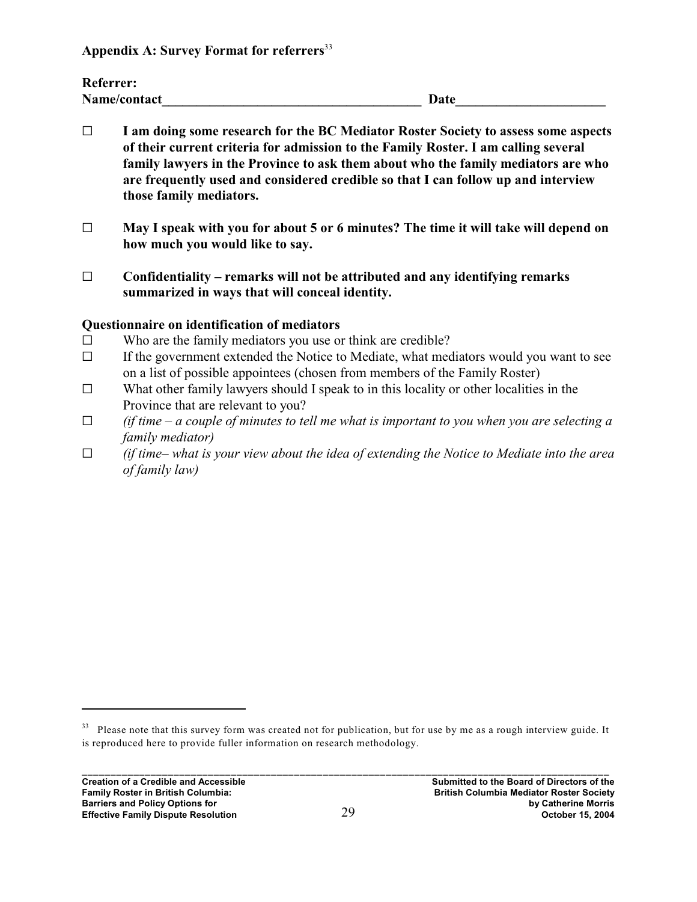## Appendix A: Survey Format for referrers[33]

**Referrer:**
**Name/contact\_\_\_\_\_\_\_\_\_\_\_\_\_\_\_\_\_\_\_\_\_\_\_\_\_\_\_\_\_\_\_\_\_\_\_\_\_\_ Date\_\_\_\_\_\_\_\_\_\_\_\_\_\_\_\_\_\_\_\_\_\_**

- ☐ **I am doing some research for the BC Mediator Roster Society to assess some aspects of their current criteria for admission to the Family Roster. I am calling several family lawyers in the Province to ask them about who the family mediators are who are frequently used and considered credible so that I can follow up and interview those family mediators.**
- ☐ **May I speak with you for about 5 or 6 minutes? The time it will take will depend on how much you would like to say.**
- ☐ **Confidentiality – remarks will not be attributed and any identifying remarks summarized in ways that will conceal identity.**

**Questionnaire on identification of mediators**

- ☐ Who are the family mediators you use or think are credible?
- ☐ If the government extended the Notice to Mediate, what mediators would you want to see on a list of possible appointees (chosen from members of the Family Roster)
- ☐ What other family lawyers should I speak to in this locality or other localities in the Province that are relevant to you?
- ☐ *(if time – a couple of minutes to tell me what is important to you when you are selecting a family mediator)*
- ☐ *(if time– what is your view about the idea of extending the Notice to Mediate into the area of family law)*

---

[33] Please note that this survey form was created not for publication, but for use by me as a rough interview guide. It is reproduced here to provide fuller information on research methodology.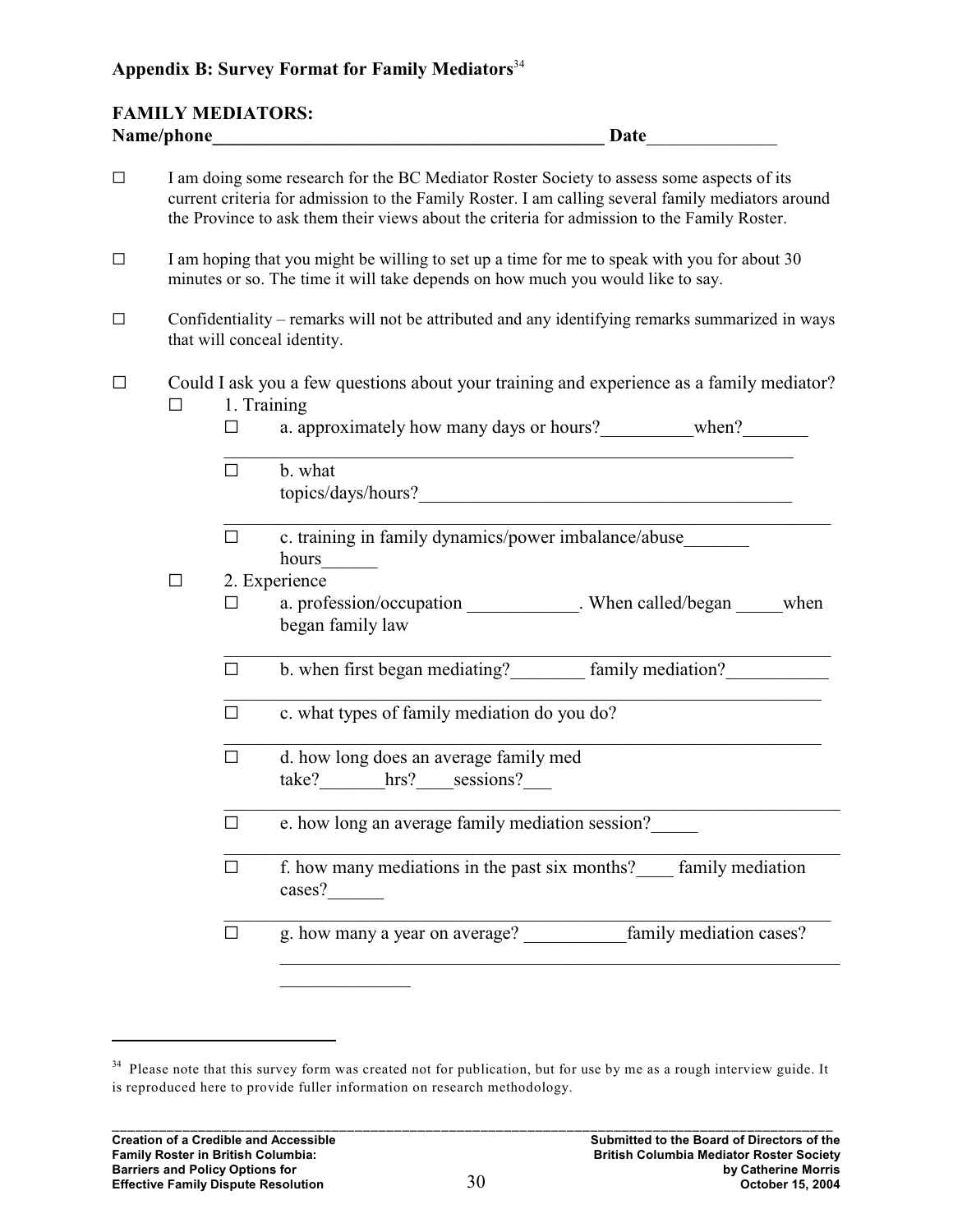## Appendix B: Survey Format for Family Mediators[34]

**FAMILY MEDIATORS:**
**Name/phone**_________________________________________ **Date**______________

- ☐ I am doing some research for the BC Mediator Roster Society to assess some aspects of its current criteria for admission to the Family Roster. I am calling several family mediators around the Province to ask them their views about the criteria for admission to the Family Roster.

- ☐ I am hoping that you might be willing to set up a time for me to speak with you for about 30 minutes or so. The time it will take depends on how much you would like to say.

- ☐ Confidentiality – remarks will not be attributed and any identifying remarks summarized in ways that will conceal identity.

- ☐ Could I ask you a few questions about your training and experience as a family mediator?
  - ☐ 1. Training
    - ☐ a. approximately how many days or hours?__________when?_______
      ______________________________________________________________
    - ☐ b. what topics/days/hours?________________________________________
      ______________________________________________________________
    - ☐ c. training in family dynamics/power imbalance/abuse_______ hours______
  - ☐ 2. Experience
    - ☐ a. profession/occupation ____________. When called/began _____when began family law
      ______________________________________________________________
    - ☐ b. when first began mediating?________ family mediation?___________
      ______________________________________________________________
    - ☐ c. what types of family mediation do you do?
      ______________________________________________________________
    - ☐ d. how long does an average family med take?_______hrs?____sessions?___
      ______________________________________________________________
    - ☐ e. how long an average family mediation session?_____
      ______________________________________________________________
    - ☐ f. how many mediations in the past six months?____ family mediation cases?______
      ______________________________________________________________
    - ☐ g. how many a year on average? ___________family mediation cases?
      ______________________________________________________________
      ______________

---

[34] Please note that this survey form was created not for publication, but for use by me as a rough interview guide. It is reproduced here to provide fuller information on research methodology.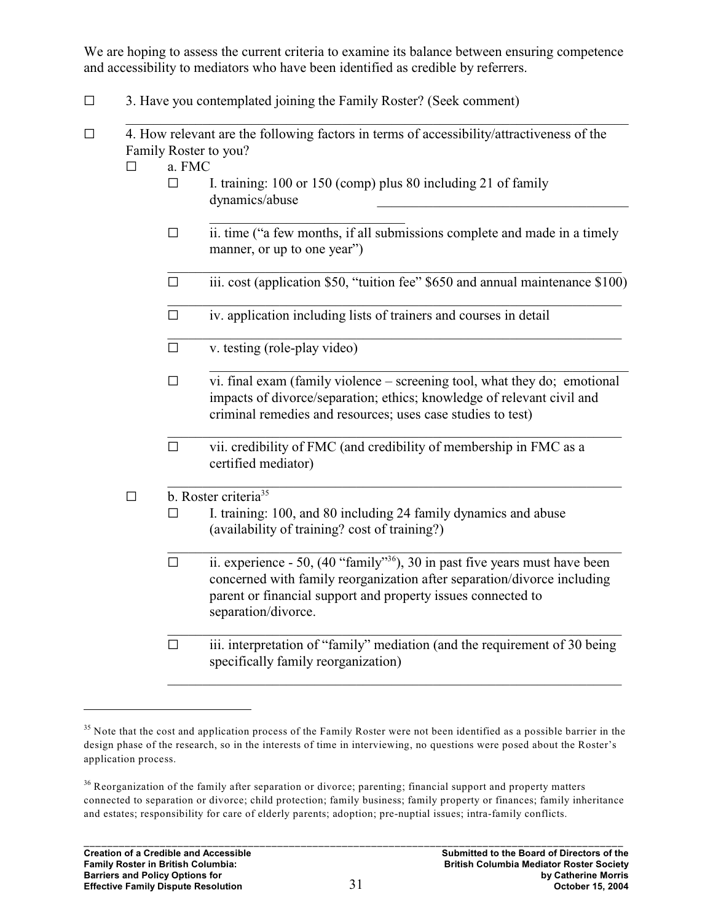We are hoping to assess the current criteria to examine its balance between ensuring competence and accessibility to mediators who have been identified as credible by referrers.

☐ 3. Have you contemplated joining the Family Roster? (Seek comment)

☐ 4. How relevant are the following factors in terms of accessibility/attractiveness of the Family Roster to you?

- ☐ a. FMC
  - ☐ I. training: 100 or 150 (comp) plus 80 including 21 of family dynamics/abuse
  - ☐ ii. time ("a few months, if all submissions complete and made in a timely manner, or up to one year")
  - ☐ iii. cost (application $50, "tuition fee" $650 and annual maintenance $100)
  - ☐ iv. application including lists of trainers and courses in detail
  - ☐ v. testing (role-play video)
  - ☐ vi. final exam (family violence – screening tool, what they do; emotional impacts of divorce/separation; ethics; knowledge of relevant civil and criminal remedies and resources; uses case studies to test)
  - ☐ vii. credibility of FMC (and credibility of membership in FMC as a certified mediator)
- ☐ b. Roster criteria[35]
  - ☐ I. training: 100, and 80 including 24 family dynamics and abuse (availability of training? cost of training?)
  - ☐ ii. experience - 50, (40 "family"[36]), 30 in past five years must have been concerned with family reorganization after separation/divorce including parent or financial support and property issues connected to separation/divorce.
  - ☐ iii. interpretation of "family" mediation (and the requirement of 30 being specifically family reorganization)

---

[35] Note that the cost and application process of the Family Roster were not been identified as a possible barrier in the design phase of the research, so in the interests of time in interviewing, no questions were posed about the Roster's application process.

[36] Reorganization of the family after separation or divorce; parenting; financial support and property matters connected to separation or divorce; child protection; family business; family property or finances; family inheritance and estates; responsibility for care of elderly parents; adoption; pre-nuptial issues; intra-family conflicts.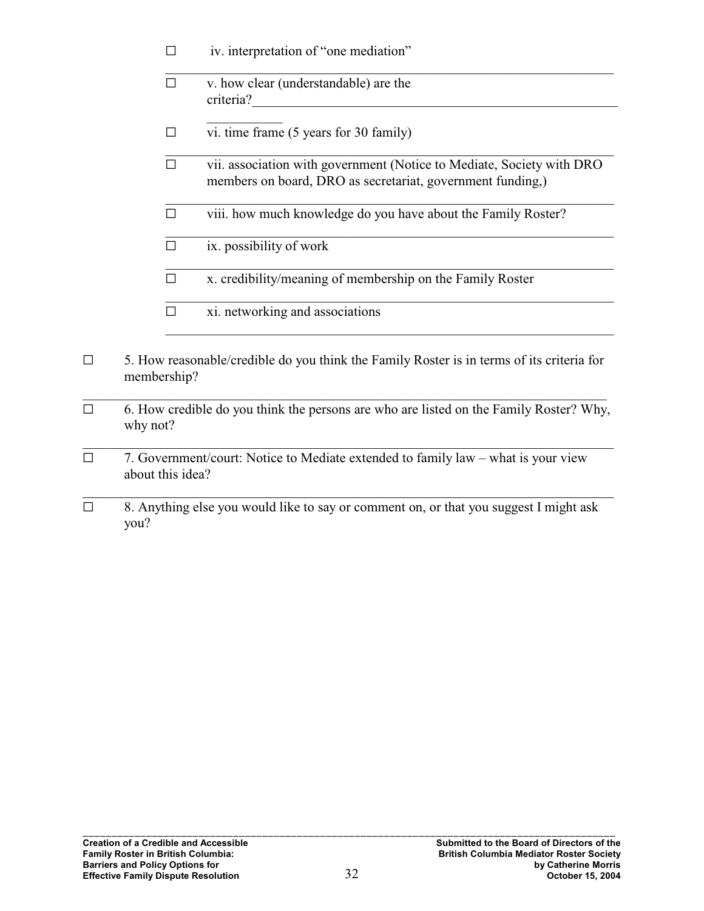- ☐ iv. interpretation of "one mediation"
- ☐ v. how clear (understandable) are the criteria?
- ☐ vi. time frame (5 years for 30 family)
- ☐ vii. association with government (Notice to Mediate, Society with DRO members on board, DRO as secretariat, government funding,)
- ☐ viii. how much knowledge do you have about the Family Roster?
- ☐ ix. possibility of work
- ☐ x. credibility/meaning of membership on the Family Roster
- ☐ xi. networking and associations

☐ 5. How reasonable/credible do you think the Family Roster is in terms of its criteria for membership?

☐ 6. How credible do you think the persons are who are listed on the Family Roster? Why, why not?

☐ 7. Government/court: Notice to Mediate extended to family law – what is your view about this idea?

☐ 8. Anything else you would like to say or comment on, or that you suggest I might ask you?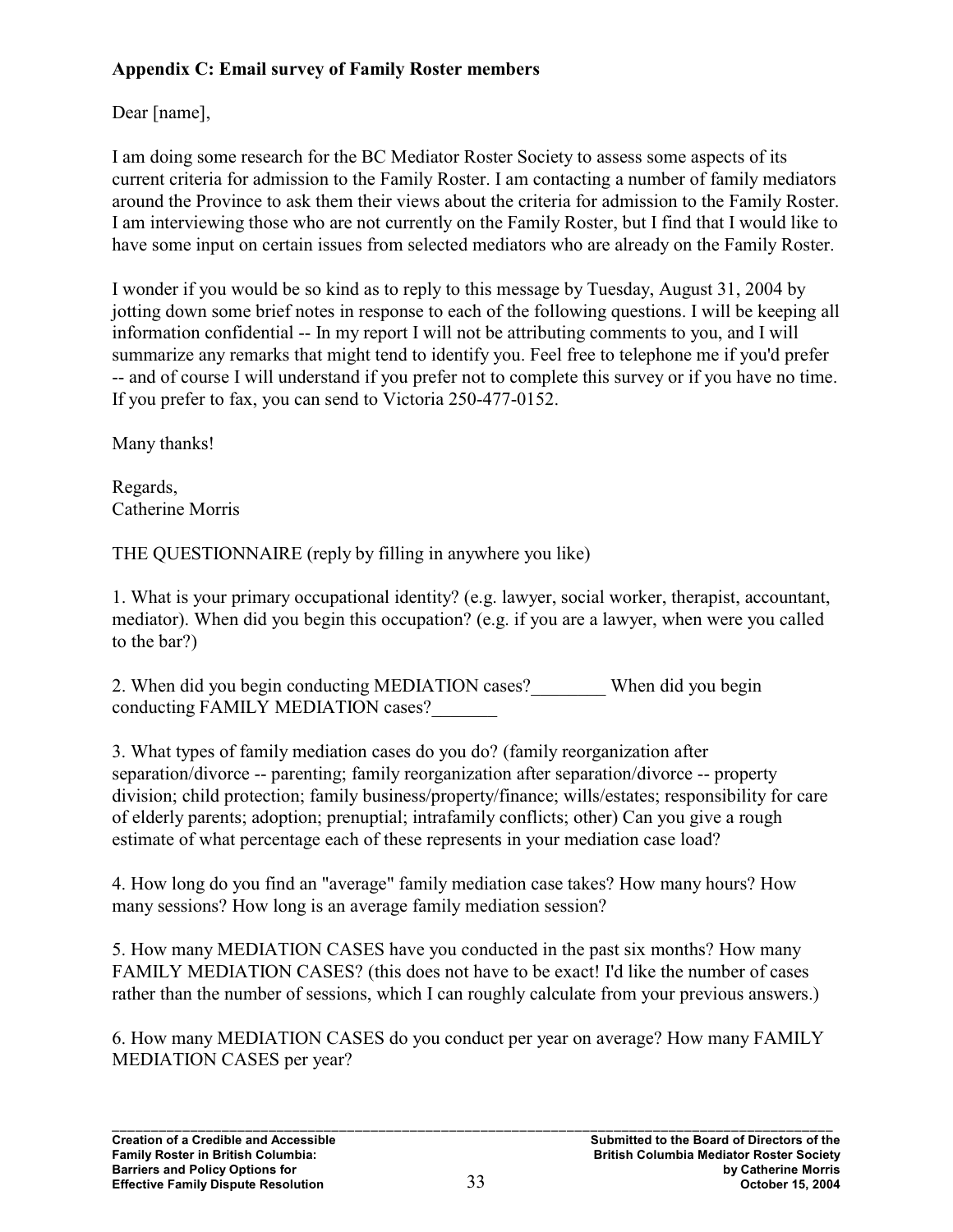**Appendix C: Email survey of Family Roster members**

Dear [name],

I am doing some research for the BC Mediator Roster Society to assess some aspects of its current criteria for admission to the Family Roster. I am contacting a number of family mediators around the Province to ask them their views about the criteria for admission to the Family Roster. I am interviewing those who are not currently on the Family Roster, but I find that I would like to have some input on certain issues from selected mediators who are already on the Family Roster.

I wonder if you would be so kind as to reply to this message by Tuesday, August 31, 2004 by jotting down some brief notes in response to each of the following questions. I will be keeping all information confidential -- In my report I will not be attributing comments to you, and I will summarize any remarks that might tend to identify you. Feel free to telephone me if you'd prefer -- and of course I will understand if you prefer not to complete this survey or if you have no time. If you prefer to fax, you can send to Victoria 250-477-0152.

Many thanks!

Regards,
Catherine Morris

THE QUESTIONNAIRE (reply by filling in anywhere you like)

1. What is your primary occupational identity? (e.g. lawyer, social worker, therapist, accountant, mediator). When did you begin this occupation? (e.g. if you are a lawyer, when were you called to the bar?)

2. When did you begin conducting MEDIATION cases?________ When did you begin conducting FAMILY MEDIATION cases?_______

3. What types of family mediation cases do you do? (family reorganization after separation/divorce -- parenting; family reorganization after separation/divorce -- property division; child protection; family business/property/finance; wills/estates; responsibility for care of elderly parents; adoption; prenuptial; intrafamily conflicts; other) Can you give a rough estimate of what percentage each of these represents in your mediation case load?

4. How long do you find an "average" family mediation case takes? How many hours? How many sessions? How long is an average family mediation session?

5. How many MEDIATION CASES have you conducted in the past six months? How many FAMILY MEDIATION CASES? (this does not have to be exact! I'd like the number of cases rather than the number of sessions, which I can roughly calculate from your previous answers.)

6. How many MEDIATION CASES do you conduct per year on average? How many FAMILY MEDIATION CASES per year?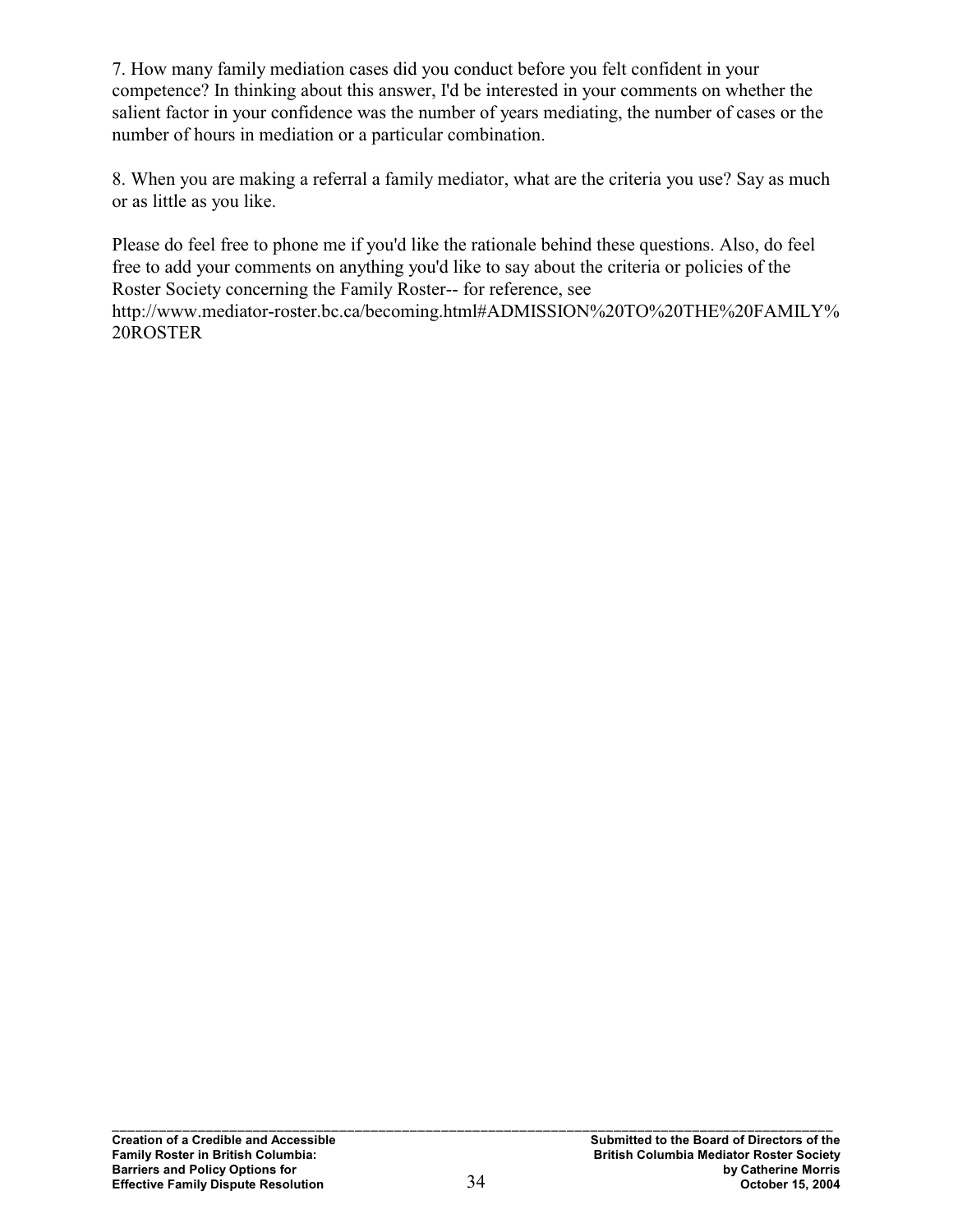7. How many family mediation cases did you conduct before you felt confident in your competence? In thinking about this answer, I'd be interested in your comments on whether the salient factor in your confidence was the number of years mediating, the number of cases or the number of hours in mediation or a particular combination.

8. When you are making a referral a family mediator, what are the criteria you use? Say as much or as little as you like.

Please do feel free to phone me if you'd like the rationale behind these questions. Also, do feel free to add your comments on anything you'd like to say about the criteria or policies of the Roster Society concerning the Family Roster-- for reference, see http://www.mediator-roster.bc.ca/becoming.html#ADMISSION%20TO%20THE%20FAMILY%20ROSTER